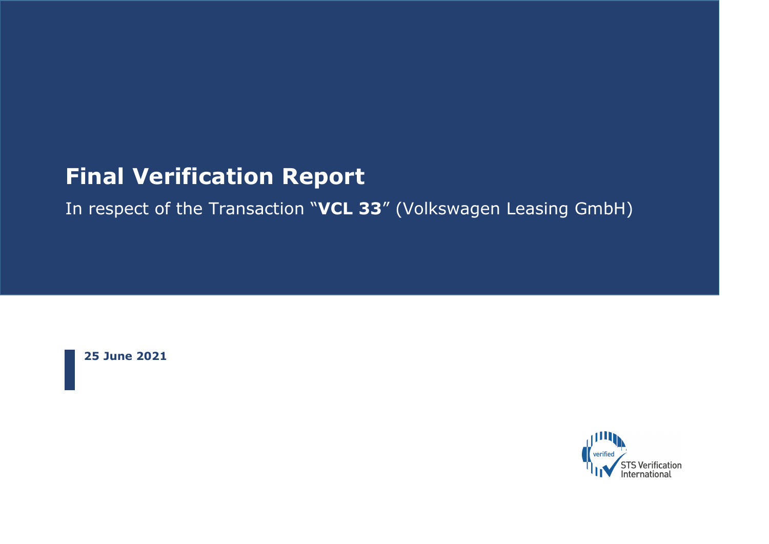# Final Verification Report

In respect of the Transaction “**VCL 33**” (Volkswagen Leasing GmbH)

**25 June 2021**

verified

STS Verification International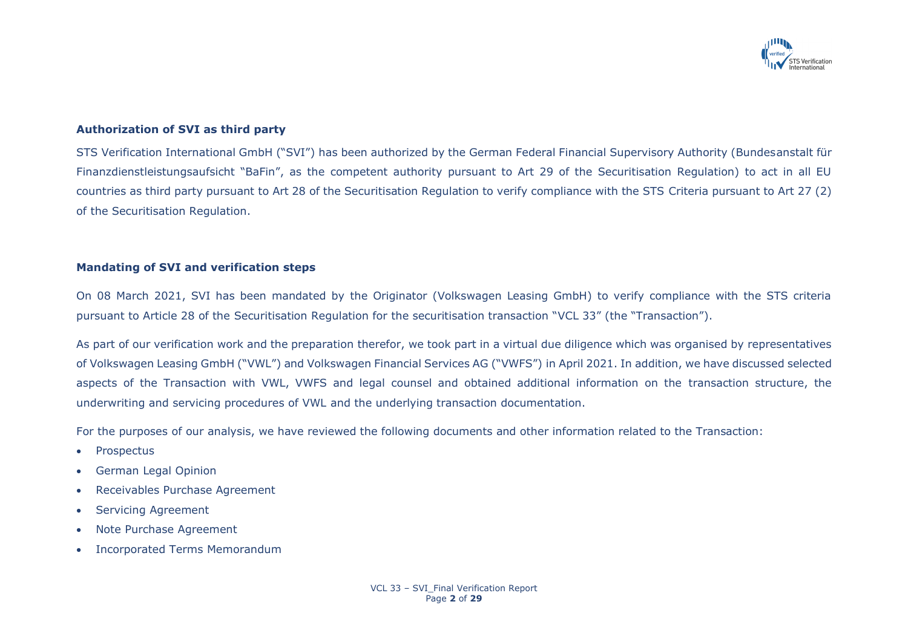## Authorization of SVI as third party

STS Verification International GmbH ("SVI") has been authorized by the German Federal Financial Supervisory Authority (Bundesanstalt für Finanzdienstleistungsaufsicht "BaFin", as the competent authority pursuant to Art 29 of the Securitisation Regulation) to act in all EU countries as third party pursuant to Art 28 of the Securitisation Regulation to verify compliance with the STS Criteria pursuant to Art 27 (2) of the Securitisation Regulation.

## Mandating of SVI and verification steps

On 08 March 2021, SVI has been mandated by the Originator (Volkswagen Leasing GmbH) to verify compliance with the STS criteria pursuant to Article 28 of the Securitisation Regulation for the securitisation transaction "VCL 33" (the "Transaction").

As part of our verification work and the preparation therefor, we took part in a virtual due diligence which was organised by representatives of Volkswagen Leasing GmbH ("VWL") and Volkswagen Financial Services AG ("VWFS") in April 2021. In addition, we have discussed selected aspects of the Transaction with VWL, VWFS and legal counsel and obtained additional information on the transaction structure, the underwriting and servicing procedures of VWL and the underlying transaction documentation.

For the purposes of our analysis, we have reviewed the following documents and other information related to the Transaction:

- Prospectus
- German Legal Opinion
- Receivables Purchase Agreement
- Servicing Agreement
- Note Purchase Agreement
- Incorporated Terms Memorandum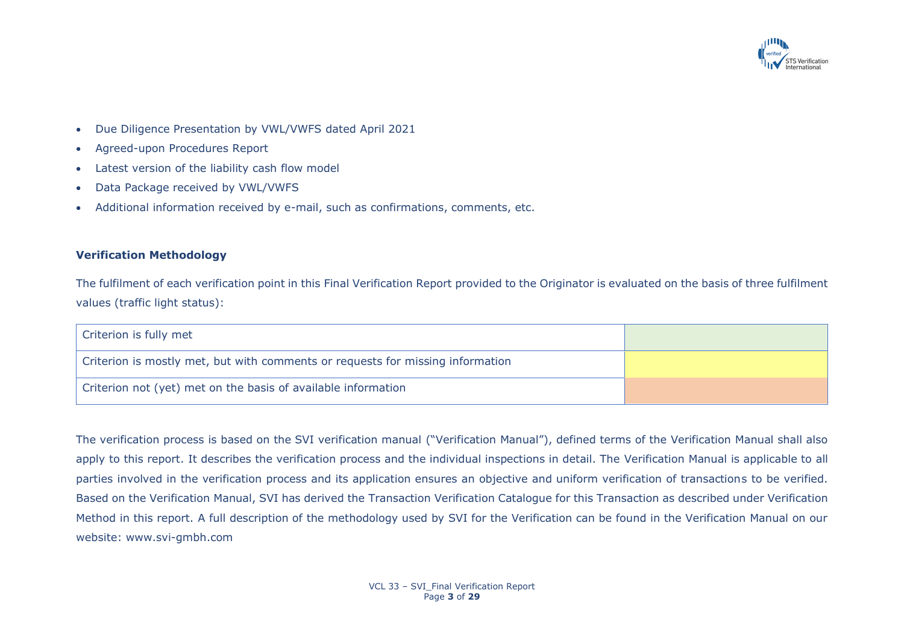- Due Diligence Presentation by VWL/VWFS dated April 2021
- Agreed-upon Procedures Report
- Latest version of the liability cash flow model
- Data Package received by VWL/VWFS
- Additional information received by e-mail, such as confirmations, comments, etc.

**Verification Methodology**

The fulfilment of each verification point in this Final Verification Report provided to the Originator is evaluated on the basis of three fulfilment values (traffic light status):

| Criterion | Status |
| --- | --- |
| Criterion is fully met | (green) |
| Criterion is mostly met, but with comments or requests for missing information | (yellow) |
| Criterion not (yet) met on the basis of available information | (orange) |

The verification process is based on the SVI verification manual ("Verification Manual"), defined terms of the Verification Manual shall also apply to this report. It describes the verification process and the individual inspections in detail. The Verification Manual is applicable to all parties involved in the verification process and its application ensures an objective and uniform verification of transactions to be verified. Based on the Verification Manual, SVI has derived the Transaction Verification Catalogue for this Transaction as described under Verification Method in this report. A full description of the methodology used by SVI for the Verification can be found in the Verification Manual on our website: www.svi-gmbh.com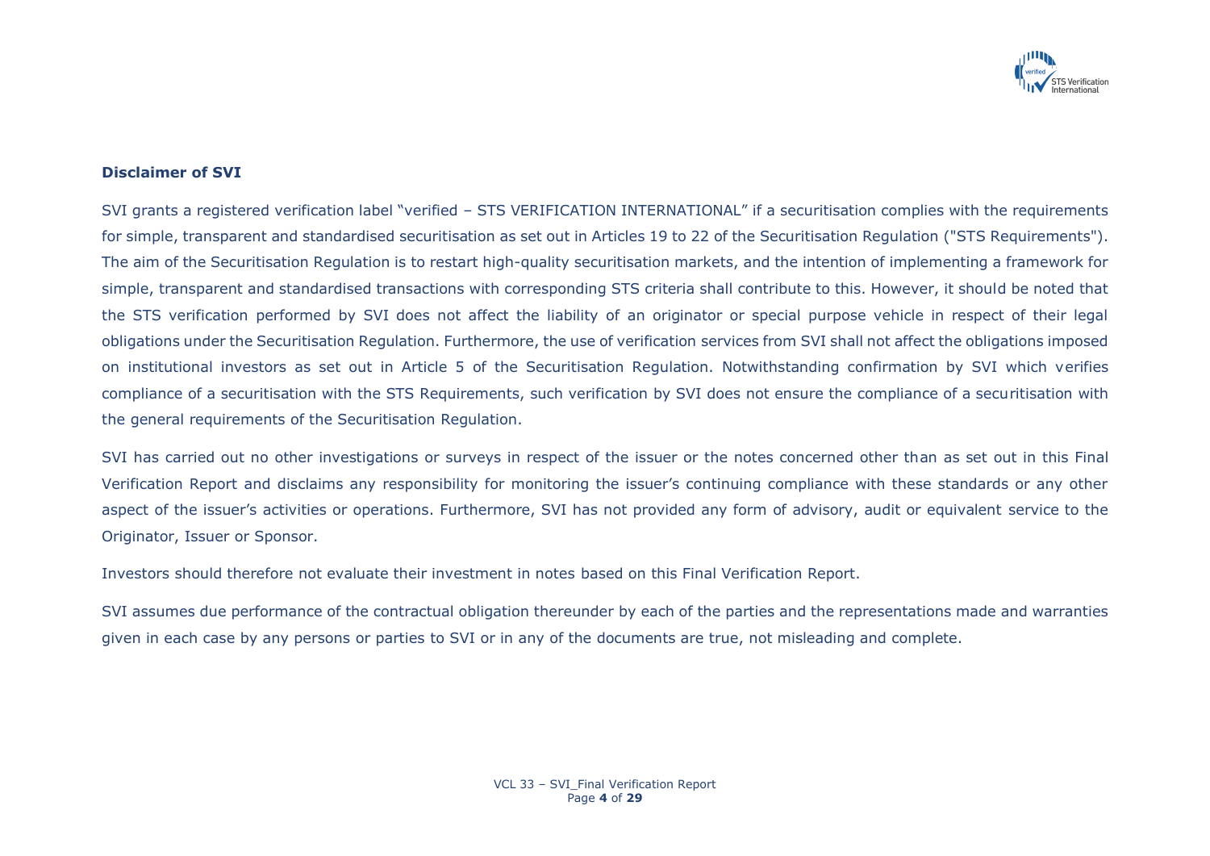**Disclaimer of SVI**

SVI grants a registered verification label "verified – STS VERIFICATION INTERNATIONAL" if a securitisation complies with the requirements for simple, transparent and standardised securitisation as set out in Articles 19 to 22 of the Securitisation Regulation ("STS Requirements"). The aim of the Securitisation Regulation is to restart high-quality securitisation markets, and the intention of implementing a framework for simple, transparent and standardised transactions with corresponding STS criteria shall contribute to this. However, it should be noted that the STS verification performed by SVI does not affect the liability of an originator or special purpose vehicle in respect of their legal obligations under the Securitisation Regulation. Furthermore, the use of verification services from SVI shall not affect the obligations imposed on institutional investors as set out in Article 5 of the Securitisation Regulation. Notwithstanding confirmation by SVI which verifies compliance of a securitisation with the STS Requirements, such verification by SVI does not ensure the compliance of a securitisation with the general requirements of the Securitisation Regulation.

SVI has carried out no other investigations or surveys in respect of the issuer or the notes concerned other than as set out in this Final Verification Report and disclaims any responsibility for monitoring the issuer's continuing compliance with these standards or any other aspect of the issuer's activities or operations. Furthermore, SVI has not provided any form of advisory, audit or equivalent service to the Originator, Issuer or Sponsor.

Investors should therefore not evaluate their investment in notes based on this Final Verification Report.

SVI assumes due performance of the contractual obligation thereunder by each of the parties and the representations made and warranties given in each case by any persons or parties to SVI or in any of the documents are true, not misleading and complete.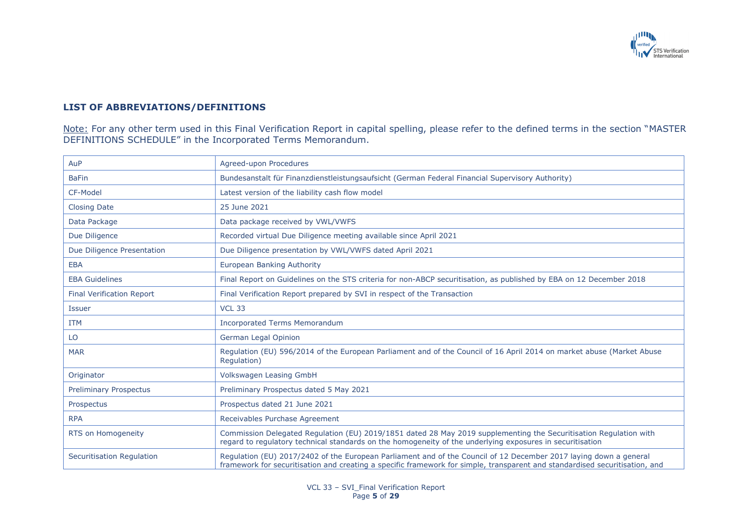## LIST OF ABBREVIATIONS/DEFINITIONS

Note: For any other term used in this Final Verification Report in capital spelling, please refer to the defined terms in the section "MASTER DEFINITIONS SCHEDULE" in the Incorporated Terms Memorandum.

| | |
|---|---|
| AuP | Agreed-upon Procedures |
| BaFin | Bundesanstalt für Finanzdienstleistungsaufsicht (German Federal Financial Supervisory Authority) |
| CF-Model | Latest version of the liability cash flow model |
| Closing Date | 25 June 2021 |
| Data Package | Data package received by VWL/VWFS |
| Due Diligence | Recorded virtual Due Diligence meeting available since April 2021 |
| Due Diligence Presentation | Due Diligence presentation by VWL/VWFS dated April 2021 |
| EBA | European Banking Authority |
| EBA Guidelines | Final Report on Guidelines on the STS criteria for non-ABCP securitisation, as published by EBA on 12 December 2018 |
| Final Verification Report | Final Verification Report prepared by SVI in respect of the Transaction |
| Issuer | VCL 33 |
| ITM | Incorporated Terms Memorandum |
| LO | German Legal Opinion |
| MAR | Regulation (EU) 596/2014 of the European Parliament and of the Council of 16 April 2014 on market abuse (Market Abuse Regulation) |
| Originator | Volkswagen Leasing GmbH |
| Preliminary Prospectus | Preliminary Prospectus dated 5 May 2021 |
| Prospectus | Prospectus dated 21 June 2021 |
| RPA | Receivables Purchase Agreement |
| RTS on Homogeneity | Commission Delegated Regulation (EU) 2019/1851 dated 28 May 2019 supplementing the Securitisation Regulation with regard to regulatory technical standards on the homogeneity of the underlying exposures in securitisation |
| Securitisation Regulation | Regulation (EU) 2017/2402 of the European Parliament and of the Council of 12 December 2017 laying down a general framework for securitisation and creating a specific framework for simple, transparent and standardised securitisation, and |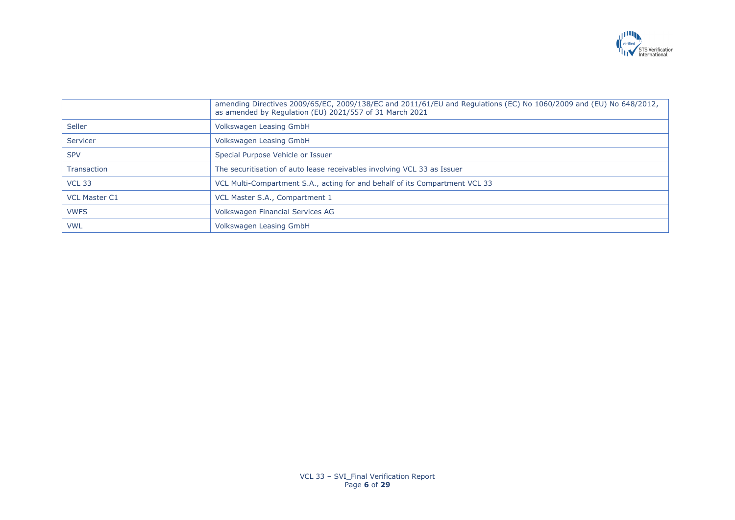| | |
|---|---|
| | amending Directives 2009/65/EC, 2009/138/EC and 2011/61/EU and Regulations (EC) No 1060/2009 and (EU) No 648/2012, as amended by Regulation (EU) 2021/557 of 31 March 2021 |
| Seller | Volkswagen Leasing GmbH |
| Servicer | Volkswagen Leasing GmbH |
| SPV | Special Purpose Vehicle or Issuer |
| Transaction | The securitisation of auto lease receivables involving VCL 33 as Issuer |
| VCL 33 | VCL Multi-Compartment S.A., acting for and behalf of its Compartment VCL 33 |
| VCL Master C1 | VCL Master S.A., Compartment 1 |
| VWFS | Volkswagen Financial Services AG |
| VWL | Volkswagen Leasing GmbH |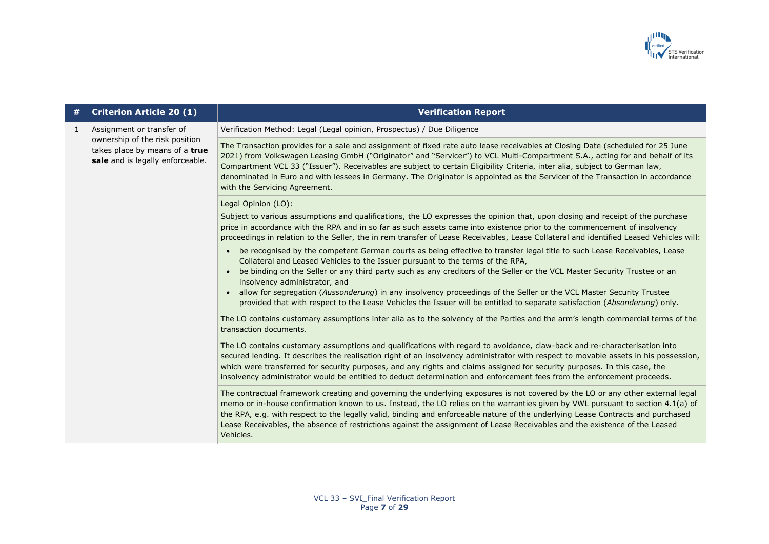| # | Criterion Article 20 (1) | Verification Report |
|---|---|---|
| 1 | Assignment or transfer of ownership of the risk position takes place by means of a **true sale** and is legally enforceable. | Verification Method: Legal (Legal opinion, Prospectus) / Due Diligence |
| | | The Transaction provides for a sale and assignment of fixed rate auto lease receivables at Closing Date (scheduled for 25 June 2021) from Volkswagen Leasing GmbH ("Originator" and "Servicer") to VCL Multi-Compartment S.A., acting for and behalf of its Compartment VCL 33 ("Issuer"). Receivables are subject to certain Eligibility Criteria, inter alia, subject to German law, denominated in Euro and with lessees in Germany. The Originator is appointed as the Servicer of the Transaction in accordance with the Servicing Agreement. |
| | | Legal Opinion (LO):<br><br>Subject to various assumptions and qualifications, the LO expresses the opinion that, upon closing and receipt of the purchase price in accordance with the RPA and in so far as such assets came into existence prior to the commencement of insolvency proceedings in relation to the Seller, the in rem transfer of Lease Receivables, Lease Collateral and identified Leased Vehicles will:<br><br>• be recognised by the competent German courts as being effective to transfer legal title to such Lease Receivables, Lease Collateral and Leased Vehicles to the Issuer pursuant to the terms of the RPA,<br>• be binding on the Seller or any third party such as any creditors of the Seller or the VCL Master Security Trustee or an insolvency administrator, and<br>• allow for segregation (*Aussonderung*) in any insolvency proceedings of the Seller or the VCL Master Security Trustee provided that with respect to the Lease Vehicles the Issuer will be entitled to separate satisfaction (*Absonderung*) only.<br><br>The LO contains customary assumptions inter alia as to the solvency of the Parties and the arm's length commercial terms of the transaction documents. |
| | | The LO contains customary assumptions and qualifications with regard to avoidance, claw-back and re-characterisation into secured lending. It describes the realisation right of an insolvency administrator with respect to movable assets in his possession, which were transferred for security purposes, and any rights and claims assigned for security purposes. In this case, the insolvency administrator would be entitled to deduct determination and enforcement fees from the enforcement proceeds. |
| | | The contractual framework creating and governing the underlying exposures is not covered by the LO or any other external legal memo or in-house confirmation known to us. Instead, the LO relies on the warranties given by VWL pursuant to section 4.1(a) of the RPA, e.g. with respect to the legally valid, binding and enforceable nature of the underlying Lease Contracts and purchased Lease Receivables, the absence of restrictions against the assignment of Lease Receivables and the existence of the Leased Vehicles. |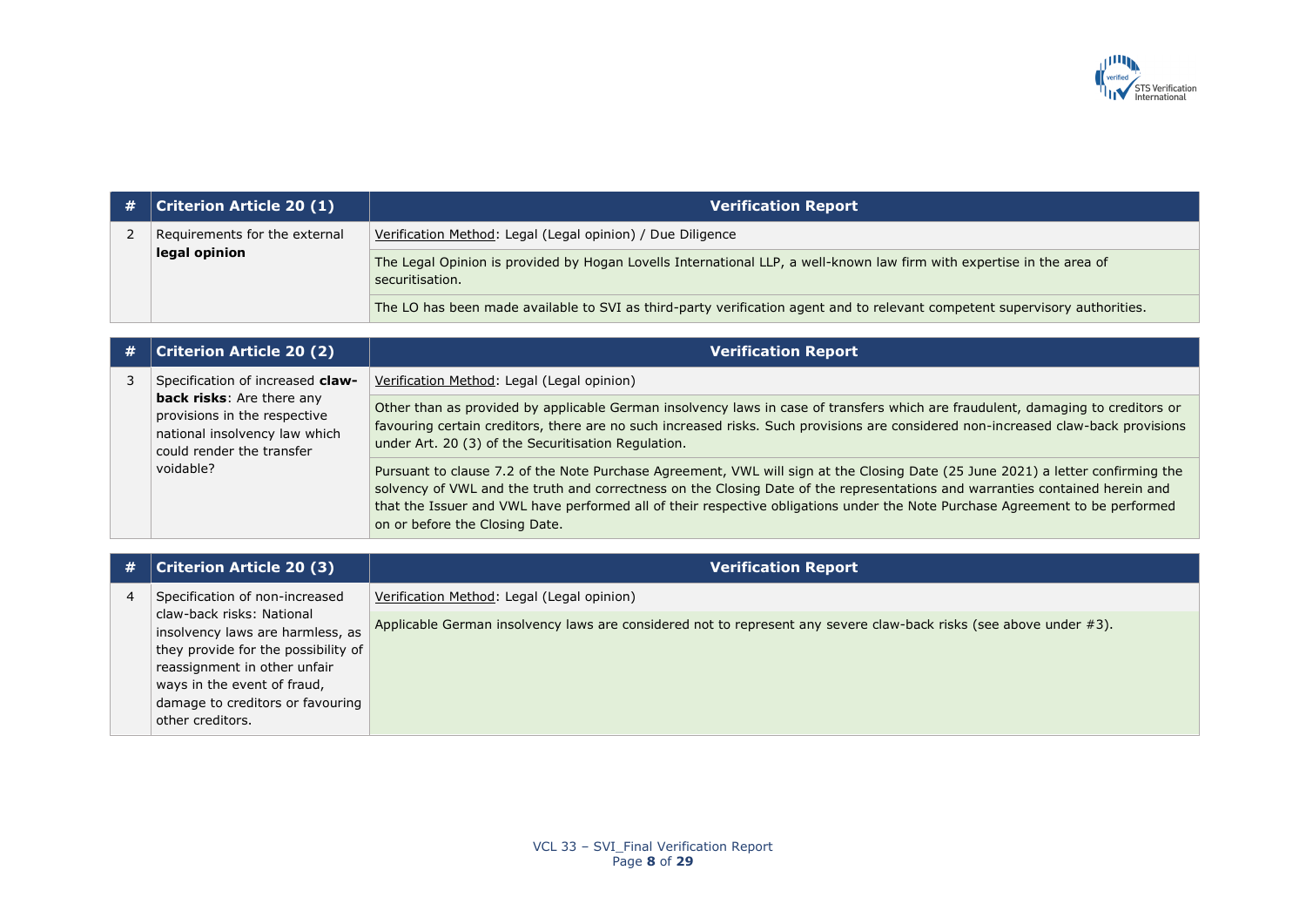| # | Criterion Article 20 (1) | Verification Report |
|---|---|---|
| 2 | Requirements for the external **legal opinion** | Verification Method: Legal (Legal opinion) / Due Diligence |
| | | The Legal Opinion is provided by Hogan Lovells International LLP, a well-known law firm with expertise in the area of securitisation. |
| | | The LO has been made available to SVI as third-party verification agent and to relevant competent supervisory authorities. |

| # | Criterion Article 20 (2) | Verification Report |
|---|---|---|
| 3 | Specification of increased **claw-back risks**: Are there any provisions in the respective national insolvency law which could render the transfer voidable? | Verification Method: Legal (Legal opinion) |
| | | Other than as provided by applicable German insolvency laws in case of transfers which are fraudulent, damaging to creditors or favouring certain creditors, there are no such increased risks. Such provisions are considered non-increased claw-back provisions under Art. 20 (3) of the Securitisation Regulation. |
| | | Pursuant to clause 7.2 of the Note Purchase Agreement, VWL will sign at the Closing Date (25 June 2021) a letter confirming the solvency of VWL and the truth and correctness on the Closing Date of the representations and warranties contained herein and that the Issuer and VWL have performed all of their respective obligations under the Note Purchase Agreement to be performed on or before the Closing Date. |

| # | Criterion Article 20 (3) | Verification Report |
|---|---|---|
| 4 | Specification of non-increased claw-back risks: National insolvency laws are harmless, as they provide for the possibility of reassignment in other unfair ways in the event of fraud, damage to creditors or favouring other creditors. | Verification Method: Legal (Legal opinion) |
| | | Applicable German insolvency laws are considered not to represent any severe claw-back risks (see above under #3). |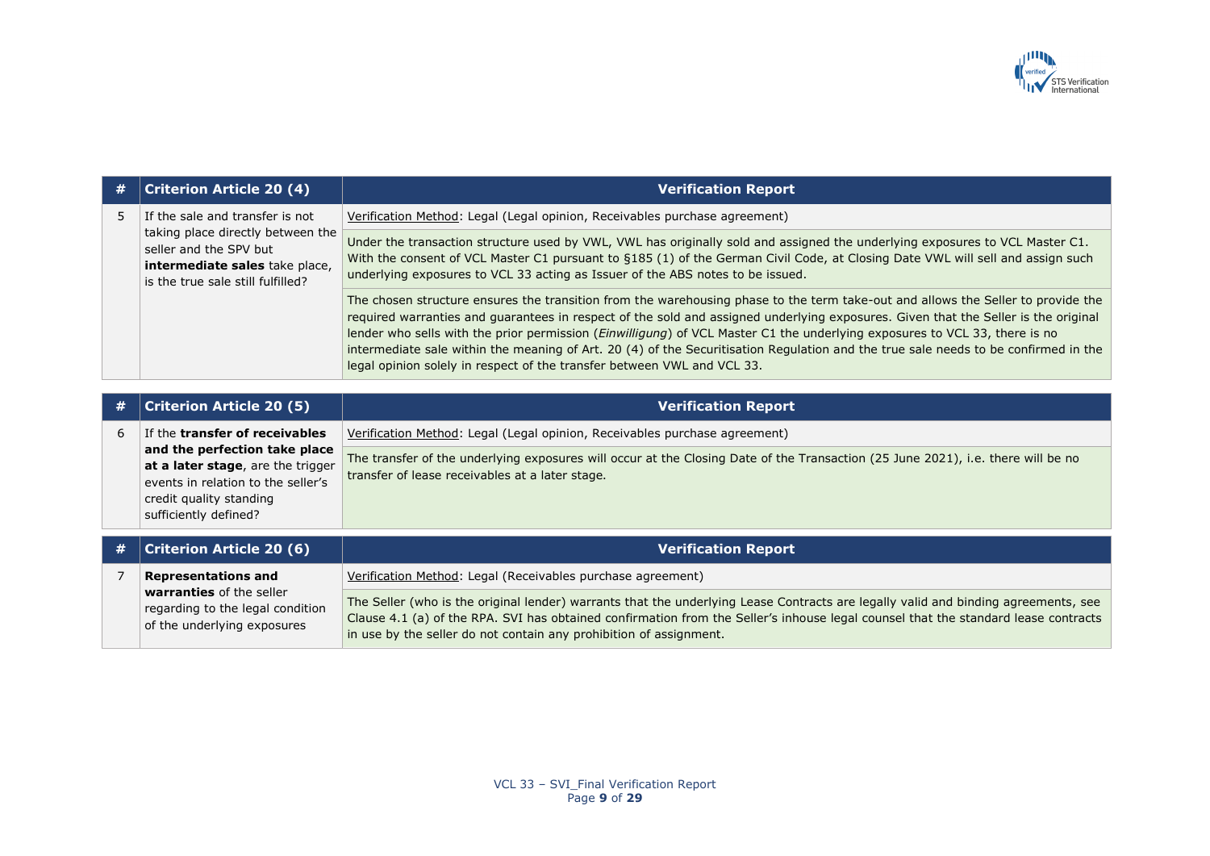| # | Criterion Article 20 (4) | Verification Report |
|---|---|---|
| 5 | If the sale and transfer is not taking place directly between the seller and the SPV but **intermediate sales** take place, is the true sale still fulfilled? | <u>Verification Method</u>: Legal (Legal opinion, Receivables purchase agreement) |
| | | Under the transaction structure used by VWL, VWL has originally sold and assigned the underlying exposures to VCL Master C1. With the consent of VCL Master C1 pursuant to §185 (1) of the German Civil Code, at Closing Date VWL will sell and assign such underlying exposures to VCL 33 acting as Issuer of the ABS notes to be issued. |
| | | The chosen structure ensures the transition from the warehousing phase to the term take-out and allows the Seller to provide the required warranties and guarantees in respect of the sold and assigned underlying exposures. Given that the Seller is the original lender who sells with the prior permission (*Einwilligung*) of VCL Master C1 the underlying exposures to VCL 33, there is no intermediate sale within the meaning of Art. 20 (4) of the Securitisation Regulation and the true sale needs to be confirmed in the legal opinion solely in respect of the transfer between VWL and VCL 33. |

| # | Criterion Article 20 (5) | Verification Report |
|---|---|---|
| 6 | If the **transfer of receivables and the perfection take place at a later stage**, are the trigger events in relation to the seller's credit quality standing sufficiently defined? | <u>Verification Method</u>: Legal (Legal opinion, Receivables purchase agreement) |
| | | The transfer of the underlying exposures will occur at the Closing Date of the Transaction (25 June 2021), i.e. there will be no transfer of lease receivables at a later stage. |

| # | Criterion Article 20 (6) | Verification Report |
|---|---|---|
| 7 | **Representations and warranties** of the seller regarding to the legal condition of the underlying exposures | <u>Verification Method</u>: Legal (Receivables purchase agreement) |
| | | The Seller (who is the original lender) warrants that the underlying Lease Contracts are legally valid and binding agreements, see Clause 4.1 (a) of the RPA. SVI has obtained confirmation from the Seller's inhouse legal counsel that the standard lease contracts in use by the seller do not contain any prohibition of assignment. |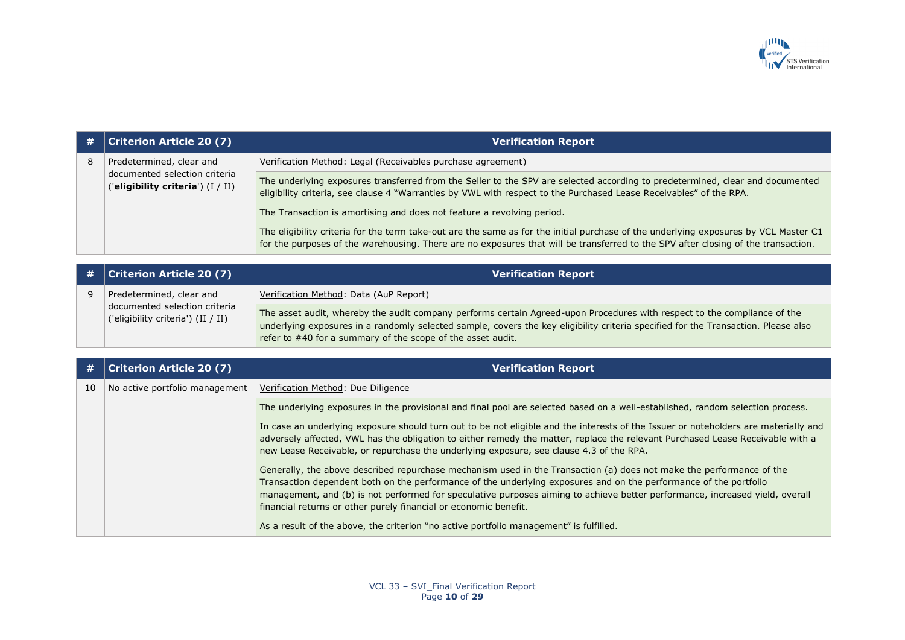| # | Criterion Article 20 (7) | Verification Report |
|---|---|---|
| 8 | Predetermined, clear and documented selection criteria ('**eligibility criteria**') (I / II) | Verification Method: Legal (Receivables purchase agreement) |
| | | The underlying exposures transferred from the Seller to the SPV are selected according to predetermined, clear and documented eligibility criteria, see clause 4 "Warranties by VWL with respect to the Purchased Lease Receivables" of the RPA.<br><br>The Transaction is amortising and does not feature a revolving period.<br><br>The eligibility criteria for the term take-out are the same as for the initial purchase of the underlying exposures by VCL Master C1 for the purposes of the warehousing. There are no exposures that will be transferred to the SPV after closing of the transaction. |

| # | Criterion Article 20 (7) | Verification Report |
|---|---|---|
| 9 | Predetermined, clear and documented selection criteria ('eligibility criteria') (II / II) | Verification Method: Data (AuP Report) |
| | | The asset audit, whereby the audit company performs certain Agreed-upon Procedures with respect to the compliance of the underlying exposures in a randomly selected sample, covers the key eligibility criteria specified for the Transaction. Please also refer to #40 for a summary of the scope of the asset audit. |

| # | Criterion Article 20 (7) | Verification Report |
|---|---|---|
| 10 | No active portfolio management | Verification Method: Due Diligence |
| | | The underlying exposures in the provisional and final pool are selected based on a well-established, random selection process.<br><br>In case an underlying exposure should turn out to be not eligible and the interests of the Issuer or noteholders are materially and adversely affected, VWL has the obligation to either remedy the matter, replace the relevant Purchased Lease Receivable with a new Lease Receivable, or repurchase the underlying exposure, see clause 4.3 of the RPA. |
| | | Generally, the above described repurchase mechanism used in the Transaction (a) does not make the performance of the Transaction dependent both on the performance of the underlying exposures and on the performance of the portfolio management, and (b) is not performed for speculative purposes aiming to achieve better performance, increased yield, overall financial returns or other purely financial or economic benefit.<br><br>As a result of the above, the criterion "no active portfolio management" is fulfilled. |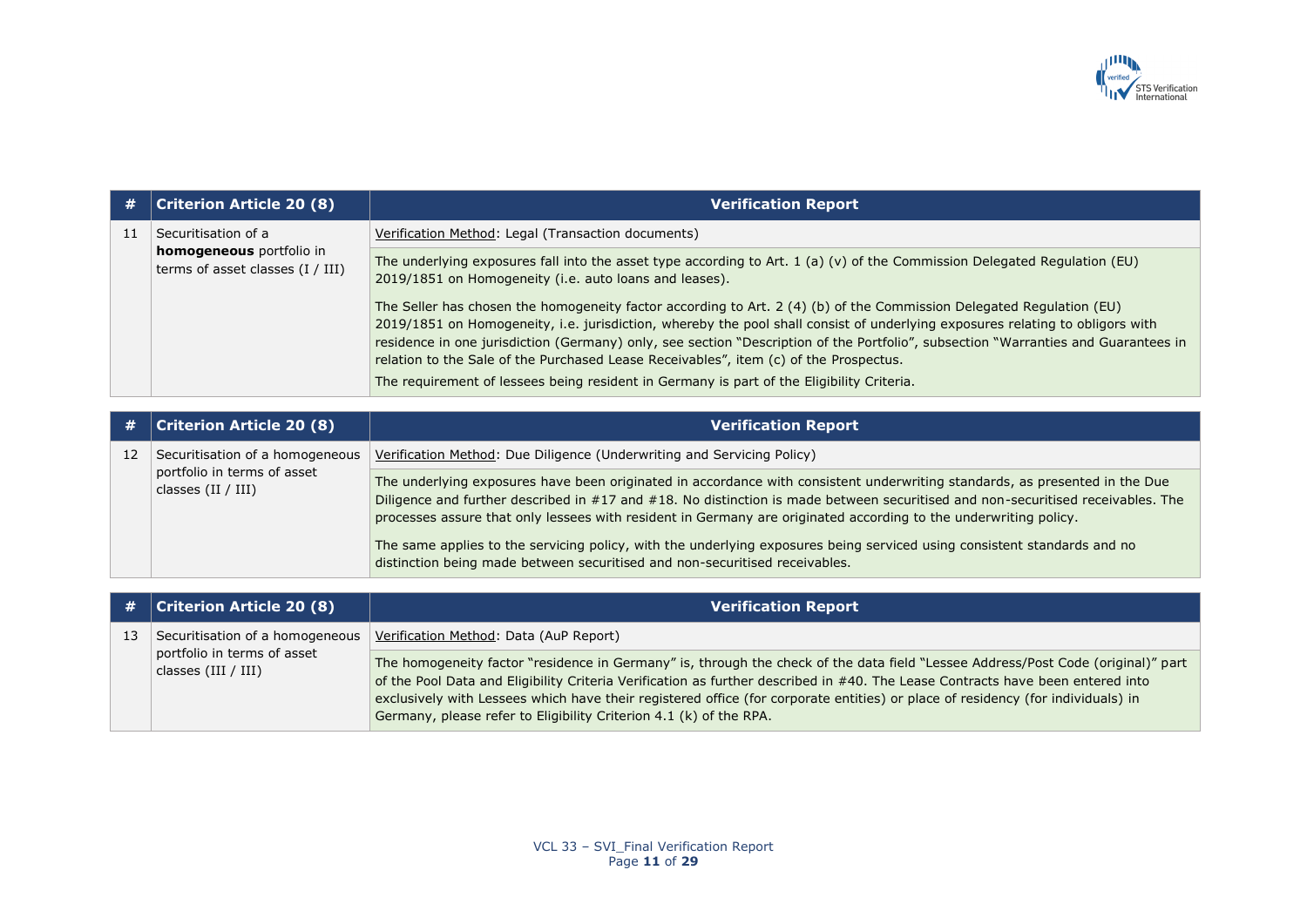| # | Criterion Article 20 (8) | Verification Report |
|---|---|---|
| 11 | Securitisation of a **homogeneous** portfolio in terms of asset classes (I / III) | Verification Method: Legal (Transaction documents) |
| | | The underlying exposures fall into the asset type according to Art. 1 (a) (v) of the Commission Delegated Regulation (EU) 2019/1851 on Homogeneity (i.e. auto loans and leases).<br><br>The Seller has chosen the homogeneity factor according to Art. 2 (4) (b) of the Commission Delegated Regulation (EU) 2019/1851 on Homogeneity, i.e. jurisdiction, whereby the pool shall consist of underlying exposures relating to obligors with residence in one jurisdiction (Germany) only, see section "Description of the Portfolio", subsection "Warranties and Guarantees in relation to the Sale of the Purchased Lease Receivables", item (c) of the Prospectus.<br>The requirement of lessees being resident in Germany is part of the Eligibility Criteria. |

| # | Criterion Article 20 (8) | Verification Report |
|---|---|---|
| 12 | Securitisation of a homogeneous portfolio in terms of asset classes (II / III) | Verification Method: Due Diligence (Underwriting and Servicing Policy) |
| | | The underlying exposures have been originated in accordance with consistent underwriting standards, as presented in the Due Diligence and further described in #17 and #18. No distinction is made between securitised and non-securitised receivables. The processes assure that only lessees with resident in Germany are originated according to the underwriting policy.<br><br>The same applies to the servicing policy, with the underlying exposures being serviced using consistent standards and no distinction being made between securitised and non-securitised receivables. |

| # | Criterion Article 20 (8) | Verification Report |
|---|---|---|
| 13 | Securitisation of a homogeneous portfolio in terms of asset classes (III / III) | Verification Method: Data (AuP Report) |
| | | The homogeneity factor "residence in Germany" is, through the check of the data field "Lessee Address/Post Code (original)" part of the Pool Data and Eligibility Criteria Verification as further described in #40. The Lease Contracts have been entered into exclusively with Lessees which have their registered office (for corporate entities) or place of residency (for individuals) in Germany, please refer to Eligibility Criterion 4.1 (k) of the RPA. |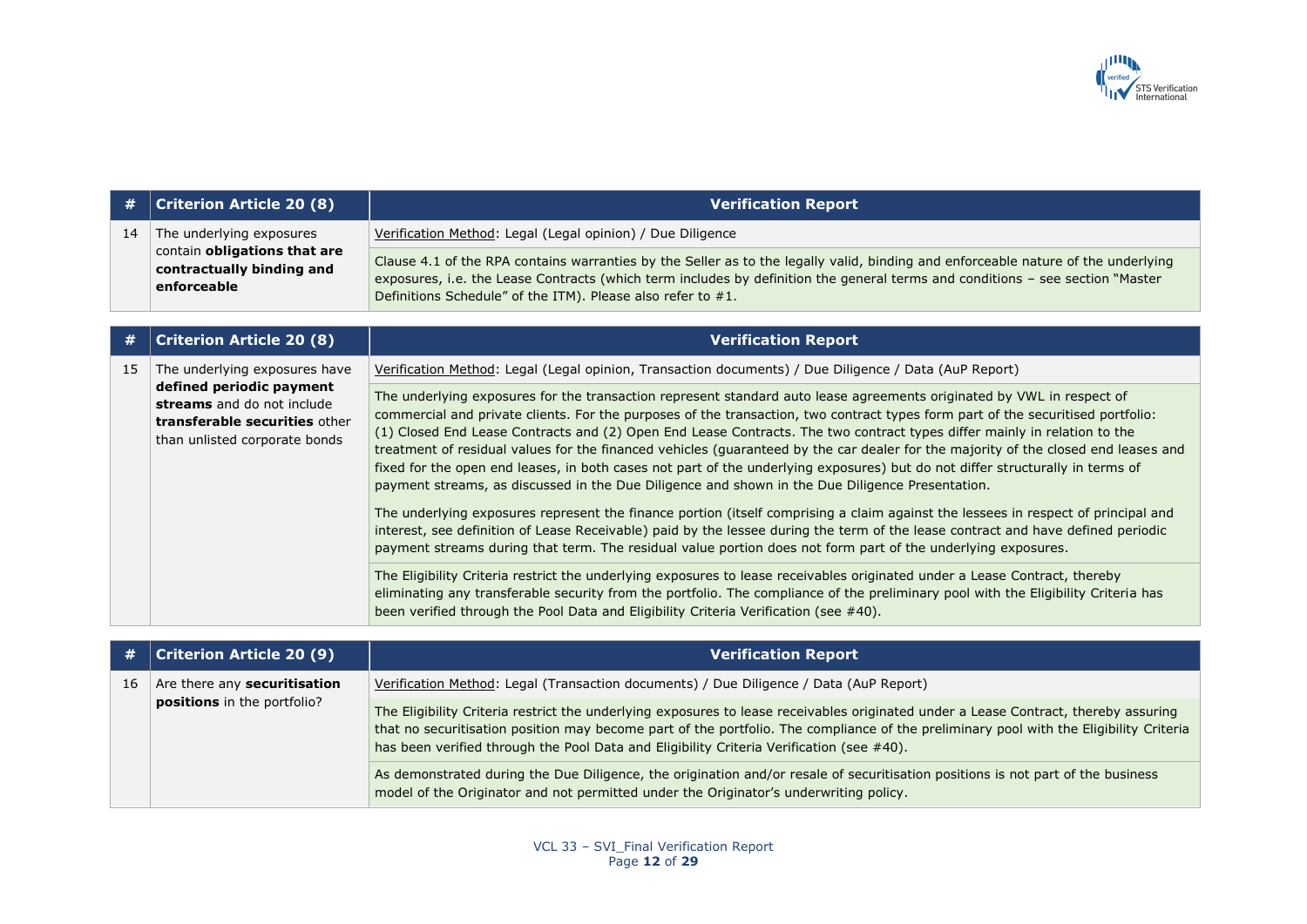| # | Criterion Article 20 (8) | Verification Report |
|---|---|---|
| 14 | The underlying exposures contain **obligations that are contractually binding and enforceable** | Verification Method: Legal (Legal opinion) / Due Diligence |
| | | Clause 4.1 of the RPA contains warranties by the Seller as to the legally valid, binding and enforceable nature of the underlying exposures, i.e. the Lease Contracts (which term includes by definition the general terms and conditions – see section "Master Definitions Schedule" of the ITM). Please also refer to #1. |

| # | Criterion Article 20 (8) | Verification Report |
|---|---|---|
| 15 | The underlying exposures have **defined periodic payment streams** and do not include **transferable securities** other than unlisted corporate bonds | Verification Method: Legal (Legal opinion, Transaction documents) / Due Diligence / Data (AuP Report) |
| | | The underlying exposures for the transaction represent standard auto lease agreements originated by VWL in respect of commercial and private clients. For the purposes of the transaction, two contract types form part of the securitised portfolio: (1) Closed End Lease Contracts and (2) Open End Lease Contracts. The two contract types differ mainly in relation to the treatment of residual values for the financed vehicles (guaranteed by the car dealer for the majority of the closed end leases and fixed for the open end leases, in both cases not part of the underlying exposures) but do not differ structurally in terms of payment streams, as discussed in the Due Diligence and shown in the Due Diligence Presentation.<br><br>The underlying exposures represent the finance portion (itself comprising a claim against the lessees in respect of principal and interest, see definition of Lease Receivable) paid by the lessee during the term of the lease contract and have defined periodic payment streams during that term. The residual value portion does not form part of the underlying exposures. |
| | | The Eligibility Criteria restrict the underlying exposures to lease receivables originated under a Lease Contract, thereby eliminating any transferable security from the portfolio. The compliance of the preliminary pool with the Eligibility Criteria has been verified through the Pool Data and Eligibility Criteria Verification (see #40). |

| # | Criterion Article 20 (9) | Verification Report |
|---|---|---|
| 16 | Are there any **securitisation positions** in the portfolio? | Verification Method: Legal (Transaction documents) / Due Diligence / Data (AuP Report) |
| | | The Eligibility Criteria restrict the underlying exposures to lease receivables originated under a Lease Contract, thereby assuring that no securitisation position may become part of the portfolio. The compliance of the preliminary pool with the Eligibility Criteria has been verified through the Pool Data and Eligibility Criteria Verification (see #40). |
| | | As demonstrated during the Due Diligence, the origination and/or resale of securitisation positions is not part of the business model of the Originator and not permitted under the Originator's underwriting policy. |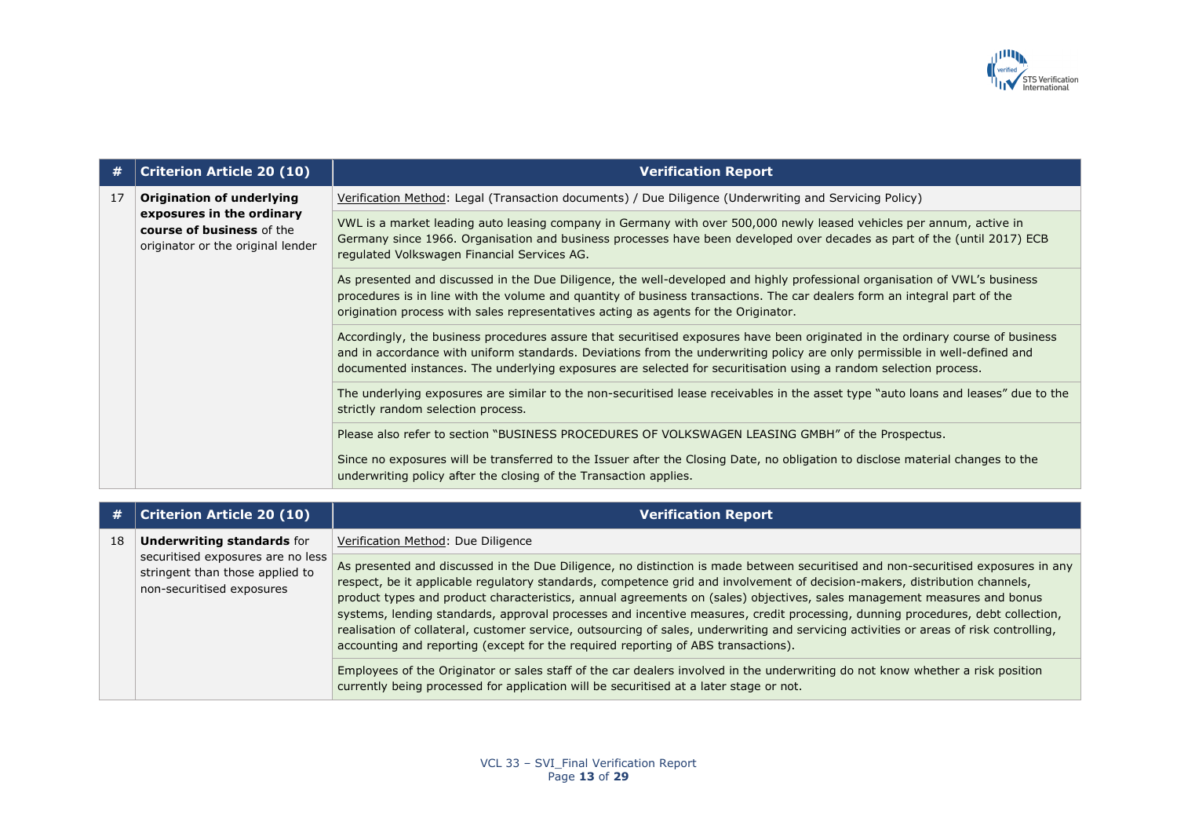| # | Criterion Article 20 (10) | Verification Report |
| --- | --- | --- |
| 17 | **Origination of underlying exposures in the ordinary course of business** of the originator or the original lender | Verification Method: Legal (Transaction documents) / Due Diligence (Underwriting and Servicing Policy) |
| | | VWL is a market leading auto leasing company in Germany with over 500,000 newly leased vehicles per annum, active in Germany since 1966. Organisation and business processes have been developed over decades as part of the (until 2017) ECB regulated Volkswagen Financial Services AG. |
| | | As presented and discussed in the Due Diligence, the well-developed and highly professional organisation of VWL's business procedures is in line with the volume and quantity of business transactions. The car dealers form an integral part of the origination process with sales representatives acting as agents for the Originator. |
| | | Accordingly, the business procedures assure that securitised exposures have been originated in the ordinary course of business and in accordance with uniform standards. Deviations from the underwriting policy are only permissible in well-defined and documented instances. The underlying exposures are selected for securitisation using a random selection process. |
| | | The underlying exposures are similar to the non-securitised lease receivables in the asset type "auto loans and leases" due to the strictly random selection process. |
| | | Please also refer to section "BUSINESS PROCEDURES OF VOLKSWAGEN LEASING GMBH" of the Prospectus.<br><br>Since no exposures will be transferred to the Issuer after the Closing Date, no obligation to disclose material changes to the underwriting policy after the closing of the Transaction applies. |

| # | Criterion Article 20 (10) | Verification Report |
| --- | --- | --- |
| 18 | **Underwriting standards** for securitised exposures are no less stringent than those applied to non-securitised exposures | Verification Method: Due Diligence |
| | | As presented and discussed in the Due Diligence, no distinction is made between securitised and non-securitised exposures in any respect, be it applicable regulatory standards, competence grid and involvement of decision-makers, distribution channels, product types and product characteristics, annual agreements on (sales) objectives, sales management measures and bonus systems, lending standards, approval processes and incentive measures, credit processing, dunning procedures, debt collection, realisation of collateral, customer service, outsourcing of sales, underwriting and servicing activities or areas of risk controlling, accounting and reporting (except for the required reporting of ABS transactions). |
| | | Employees of the Originator or sales staff of the car dealers involved in the underwriting do not know whether a risk position currently being processed for application will be securitised at a later stage or not. |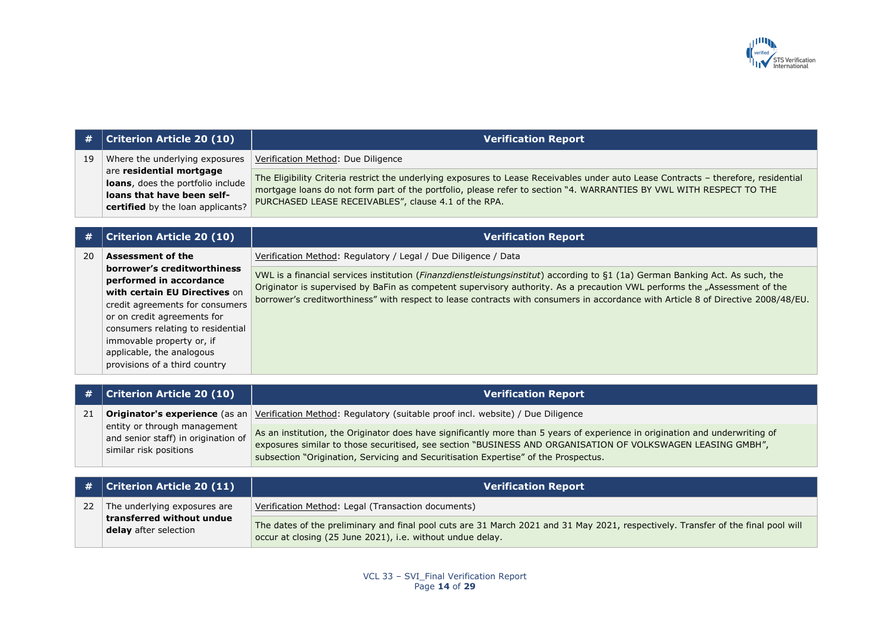| # | Criterion Article 20 (10) | Verification Report |
|---|---|---|
| 19 | Where the underlying exposures are **residential mortgage loans**, does the portfolio include **loans that have been self-certified** by the loan applicants? | Verification Method: Due Diligence |
| | | The Eligibility Criteria restrict the underlying exposures to Lease Receivables under auto Lease Contracts – therefore, residential mortgage loans do not form part of the portfolio, please refer to section "4. WARRANTIES BY VWL WITH RESPECT TO THE PURCHASED LEASE RECEIVABLES", clause 4.1 of the RPA. |

| # | Criterion Article 20 (10) | Verification Report |
|---|---|---|
| 20 | **Assessment of the borrower's creditworthiness performed in accordance with certain EU Directives** on credit agreements for consumers or on credit agreements for consumers relating to residential immovable property or, if applicable, the analogous provisions of a third country | Verification Method: Regulatory / Legal / Due Diligence / Data |
| | | VWL is a financial services institution (*Finanzdienstleistungsinstitut*) according to §1 (1a) German Banking Act. As such, the Originator is supervised by BaFin as competent supervisory authority. As a precaution VWL performs the „Assessment of the borrower's creditworthiness" with respect to lease contracts with consumers in accordance with Article 8 of Directive 2008/48/EU. |

| # | Criterion Article 20 (10) | Verification Report |
|---|---|---|
| 21 | **Originator's experience** (as an entity or through management and senior staff) in origination of similar risk positions | Verification Method: Regulatory (suitable proof incl. website) / Due Diligence |
| | | As an institution, the Originator does have significantly more than 5 years of experience in origination and underwriting of exposures similar to those securitised, see section "BUSINESS AND ORGANISATION OF VOLKSWAGEN LEASING GMBH", subsection "Origination, Servicing and Securitisation Expertise" of the Prospectus. |

| # | Criterion Article 20 (11) | Verification Report |
|---|---|---|
| 22 | The underlying exposures are **transferred without undue delay** after selection | Verification Method: Legal (Transaction documents) |
| | | The dates of the preliminary and final pool cuts are 31 March 2021 and 31 May 2021, respectively. Transfer of the final pool will occur at closing (25 June 2021), i.e. without undue delay. |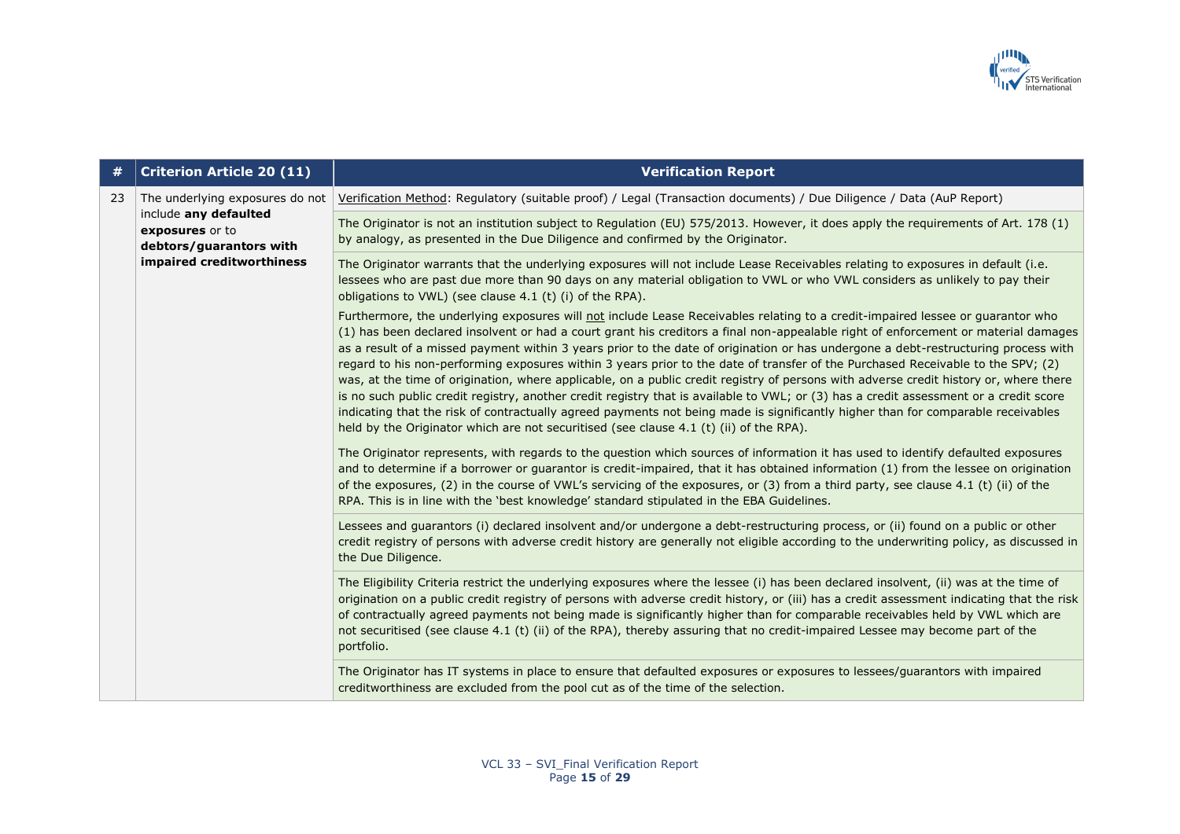| # | Criterion Article 20 (11) | Verification Report |
|---|---|---|
| 23 | The underlying exposures do not include **any defaulted exposures** or to **debtors/guarantors with impaired creditworthiness** | Verification Method: Regulatory (suitable proof) / Legal (Transaction documents) / Due Diligence / Data (AuP Report) |
| | | The Originator is not an institution subject to Regulation (EU) 575/2013. However, it does apply the requirements of Art. 178 (1) by analogy, as presented in the Due Diligence and confirmed by the Originator. |
| | | The Originator warrants that the underlying exposures will not include Lease Receivables relating to exposures in default (i.e. lessees who are past due more than 90 days on any material obligation to VWL or who VWL considers as unlikely to pay their obligations to VWL) (see clause 4.1 (t) (i) of the RPA).<br><br>Furthermore, the underlying exposures will not include Lease Receivables relating to a credit-impaired lessee or guarantor who (1) has been declared insolvent or had a court grant his creditors a final non-appealable right of enforcement or material damages as a result of a missed payment within 3 years prior to the date of origination or has undergone a debt-restructuring process with regard to his non-performing exposures within 3 years prior to the date of transfer of the Purchased Receivable to the SPV; (2) was, at the time of origination, where applicable, on a public credit registry of persons with adverse credit history or, where there is no such public credit registry, another credit registry that is available to VWL; or (3) has a credit assessment or a credit score indicating that the risk of contractually agreed payments not being made is significantly higher than for comparable receivables held by the Originator which are not securitised (see clause 4.1 (t) (ii) of the RPA).<br><br>The Originator represents, with regards to the question which sources of information it has used to identify defaulted exposures and to determine if a borrower or guarantor is credit-impaired, that it has obtained information (1) from the lessee on origination of the exposures, (2) in the course of VWL's servicing of the exposures, or (3) from a third party, see clause 4.1 (t) (ii) of the RPA. This is in line with the 'best knowledge' standard stipulated in the EBA Guidelines. |
| | | Lessees and guarantors (i) declared insolvent and/or undergone a debt-restructuring process, or (ii) found on a public or other credit registry of persons with adverse credit history are generally not eligible according to the underwriting policy, as discussed in the Due Diligence. |
| | | The Eligibility Criteria restrict the underlying exposures where the lessee (i) has been declared insolvent, (ii) was at the time of origination on a public credit registry of persons with adverse credit history, or (iii) has a credit assessment indicating that the risk of contractually agreed payments not being made is significantly higher than for comparable receivables held by VWL which are not securitised (see clause 4.1 (t) (ii) of the RPA), thereby assuring that no credit-impaired Lessee may become part of the portfolio. |
| | | The Originator has IT systems in place to ensure that defaulted exposures or exposures to lessees/guarantors with impaired creditworthiness are excluded from the pool cut as of the time of the selection. |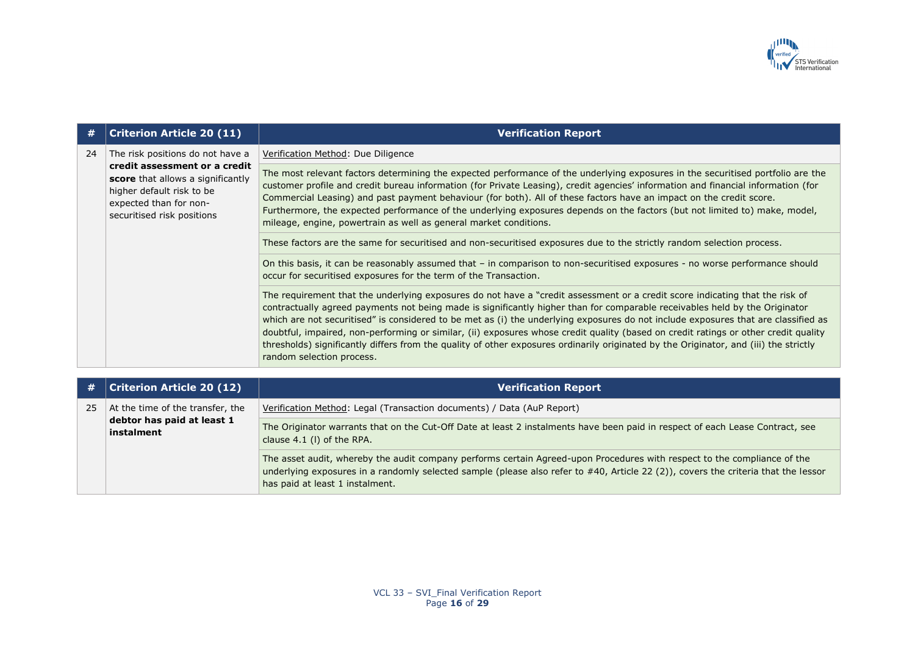| # | Criterion Article 20 (11) | Verification Report |
|---|---|---|
| 24 | The risk positions do not have a **credit assessment or a credit score** that allows a significantly higher default risk to be expected than for non-securitised risk positions | Verification Method: Due Diligence |
| | | The most relevant factors determining the expected performance of the underlying exposures in the securitised portfolio are the customer profile and credit bureau information (for Private Leasing), credit agencies' information and financial information (for Commercial Leasing) and past payment behaviour (for both). All of these factors have an impact on the credit score. Furthermore, the expected performance of the underlying exposures depends on the factors (but not limited to) make, model, mileage, engine, powertrain as well as general market conditions. |
| | | These factors are the same for securitised and non-securitised exposures due to the strictly random selection process. |
| | | On this basis, it can be reasonably assumed that – in comparison to non-securitised exposures - no worse performance should occur for securitised exposures for the term of the Transaction. |
| | | The requirement that the underlying exposures do not have a "credit assessment or a credit score indicating that the risk of contractually agreed payments not being made is significantly higher than for comparable receivables held by the Originator which are not securitised" is considered to be met as (i) the underlying exposures do not include exposures that are classified as doubtful, impaired, non-performing or similar, (ii) exposures whose credit quality (based on credit ratings or other credit quality thresholds) significantly differs from the quality of other exposures ordinarily originated by the Originator, and (iii) the strictly random selection process. |

| # | Criterion Article 20 (12) | Verification Report |
|---|---|---|
| 25 | At the time of the transfer, the **debtor has paid at least 1 instalment** | Verification Method: Legal (Transaction documents) / Data (AuP Report) |
| | | The Originator warrants that on the Cut-Off Date at least 2 instalments have been paid in respect of each Lease Contract, see clause 4.1 (l) of the RPA. |
| | | The asset audit, whereby the audit company performs certain Agreed-upon Procedures with respect to the compliance of the underlying exposures in a randomly selected sample (please also refer to #40, Article 22 (2)), covers the criteria that the lessor has paid at least 1 instalment. |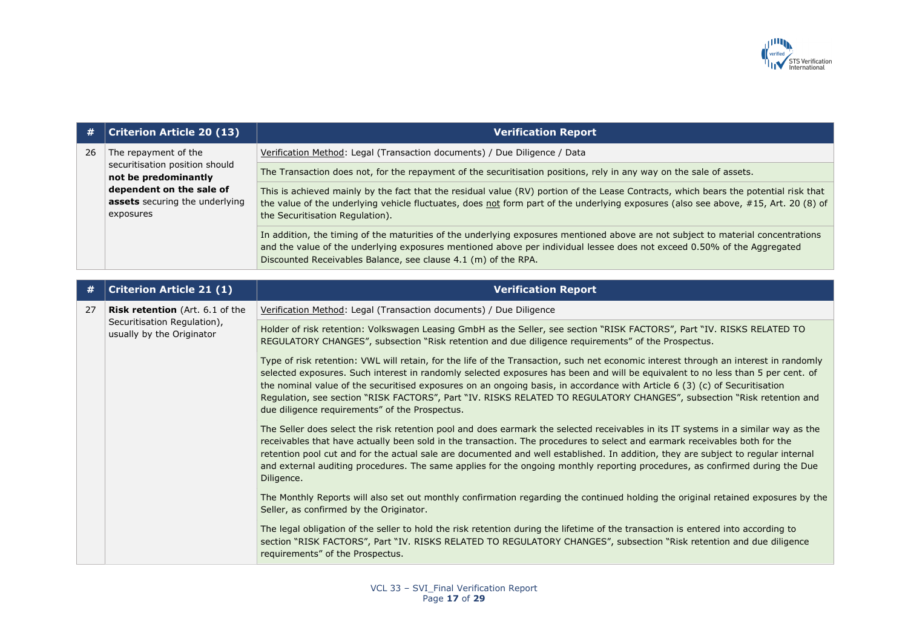| # | Criterion Article 20 (13) | Verification Report |
|---|---|---|
| 26 | The repayment of the securitisation position should **not be predominantly dependent on the sale of assets** securing the underlying exposures | Verification Method: Legal (Transaction documents) / Due Diligence / Data |
| | | The Transaction does not, for the repayment of the securitisation positions, rely in any way on the sale of assets. |
| | | This is achieved mainly by the fact that the residual value (RV) portion of the Lease Contracts, which bears the potential risk that the value of the underlying vehicle fluctuates, does not form part of the underlying exposures (also see above, #15, Art. 20 (8) of the Securitisation Regulation). |
| | | In addition, the timing of the maturities of the underlying exposures mentioned above are not subject to material concentrations and the value of the underlying exposures mentioned above per individual lessee does not exceed 0.50% of the Aggregated Discounted Receivables Balance, see clause 4.1 (m) of the RPA. |

| # | Criterion Article 21 (1) | Verification Report |
|---|---|---|
| 27 | **Risk retention** (Art. 6.1 of the Securitisation Regulation), usually by the Originator | Verification Method: Legal (Transaction documents) / Due Diligence |
| | | Holder of risk retention: Volkswagen Leasing GmbH as the Seller, see section "RISK FACTORS", Part "IV. RISKS RELATED TO REGULATORY CHANGES", subsection "Risk retention and due diligence requirements" of the Prospectus. |
| | | Type of risk retention: VWL will retain, for the life of the Transaction, such net economic interest through an interest in randomly selected exposures. Such interest in randomly selected exposures has been and will be equivalent to no less than 5 per cent. of the nominal value of the securitised exposures on an ongoing basis, in accordance with Article 6 (3) (c) of Securitisation Regulation, see section "RISK FACTORS", Part "IV. RISKS RELATED TO REGULATORY CHANGES", subsection "Risk retention and due diligence requirements" of the Prospectus. |
| | | The Seller does select the risk retention pool and does earmark the selected receivables in its IT systems in a similar way as the receivables that have actually been sold in the transaction. The procedures to select and earmark receivables both for the retention pool cut and for the actual sale are documented and well established. In addition, they are subject to regular internal and external auditing procedures. The same applies for the ongoing monthly reporting procedures, as confirmed during the Due Diligence. |
| | | The Monthly Reports will also set out monthly confirmation regarding the continued holding the original retained exposures by the Seller, as confirmed by the Originator. |
| | | The legal obligation of the seller to hold the risk retention during the lifetime of the transaction is entered into according to section "RISK FACTORS", Part "IV. RISKS RELATED TO REGULATORY CHANGES", subsection "Risk retention and due diligence requirements" of the Prospectus. |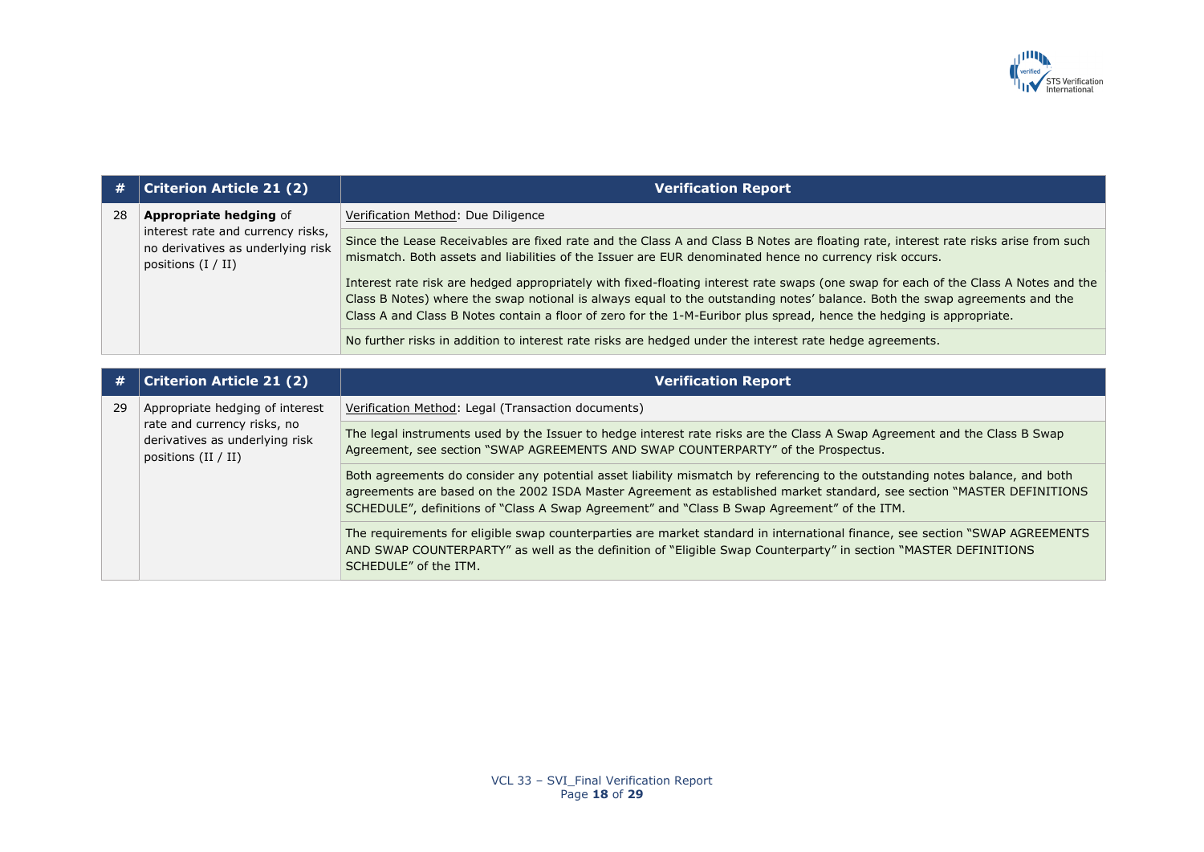| # | Criterion Article 21 (2) | Verification Report |
|---|---|---|
| 28 | **Appropriate hedging** of interest rate and currency risks, no derivatives as underlying risk positions (I / II) | Verification Method: Due Diligence |
| | | Since the Lease Receivables are fixed rate and the Class A and Class B Notes are floating rate, interest rate risks arise from such mismatch. Both assets and liabilities of the Issuer are EUR denominated hence no currency risk occurs.<br><br>Interest rate risk are hedged appropriately with fixed-floating interest rate swaps (one swap for each of the Class A Notes and the Class B Notes) where the swap notional is always equal to the outstanding notes' balance. Both the swap agreements and the Class A and Class B Notes contain a floor of zero for the 1-M-Euribor plus spread, hence the hedging is appropriate. |
| | | No further risks in addition to interest rate risks are hedged under the interest rate hedge agreements. |

| # | Criterion Article 21 (2) | Verification Report |
|---|---|---|
| 29 | Appropriate hedging of interest rate and currency risks, no derivatives as underlying risk positions (II / II) | Verification Method: Legal (Transaction documents) |
| | | The legal instruments used by the Issuer to hedge interest rate risks are the Class A Swap Agreement and the Class B Swap Agreement, see section "SWAP AGREEMENTS AND SWAP COUNTERPARTY" of the Prospectus. |
| | | Both agreements do consider any potential asset liability mismatch by referencing to the outstanding notes balance, and both agreements are based on the 2002 ISDA Master Agreement as established market standard, see section "MASTER DEFINITIONS SCHEDULE", definitions of "Class A Swap Agreement" and "Class B Swap Agreement" of the ITM. |
| | | The requirements for eligible swap counterparties are market standard in international finance, see section "SWAP AGREEMENTS AND SWAP COUNTERPARTY" as well as the definition of "Eligible Swap Counterparty" in section "MASTER DEFINITIONS SCHEDULE" of the ITM. |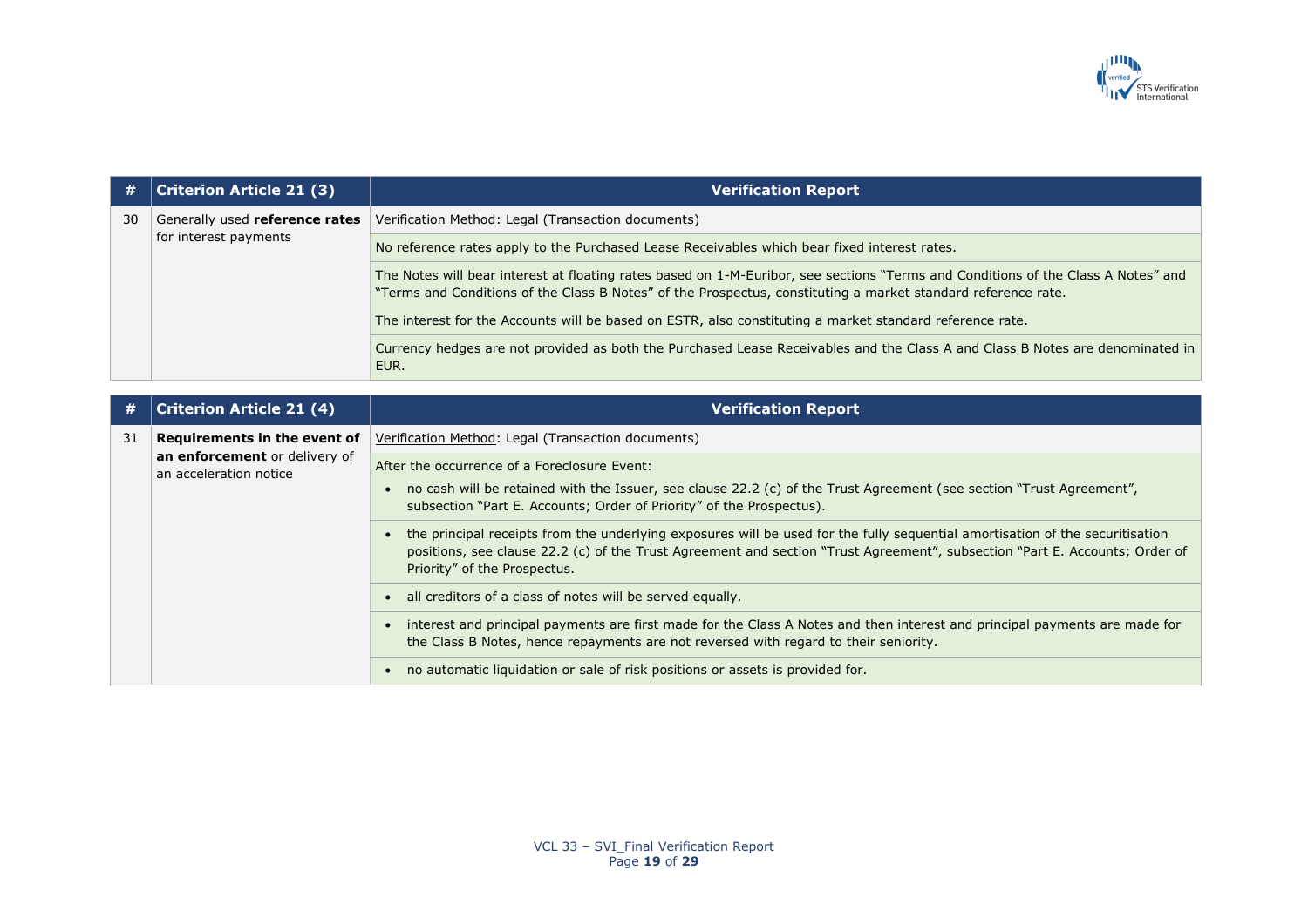| # | Criterion Article 21 (3) | Verification Report |
|---|---|---|
| 30 | Generally used **reference rates** for interest payments | Verification Method: Legal (Transaction documents) |
| | | No reference rates apply to the Purchased Lease Receivables which bear fixed interest rates. |
| | | The Notes will bear interest at floating rates based on 1-M-Euribor, see sections "Terms and Conditions of the Class A Notes" and "Terms and Conditions of the Class B Notes" of the Prospectus, constituting a market standard reference rate.<br><br>The interest for the Accounts will be based on ESTR, also constituting a market standard reference rate. |
| | | Currency hedges are not provided as both the Purchased Lease Receivables and the Class A and Class B Notes are denominated in EUR. |

| # | Criterion Article 21 (4) | Verification Report |
|---|---|---|
| 31 | **Requirements in the event of an enforcement** or delivery of an acceleration notice | Verification Method: Legal (Transaction documents) |
| | | After the occurrence of a Foreclosure Event:<br>• no cash will be retained with the Issuer, see clause 22.2 (c) of the Trust Agreement (see section "Trust Agreement", subsection "Part E. Accounts; Order of Priority" of the Prospectus). |
| | | • the principal receipts from the underlying exposures will be used for the fully sequential amortisation of the securitisation positions, see clause 22.2 (c) of the Trust Agreement and section "Trust Agreement", subsection "Part E. Accounts; Order of Priority" of the Prospectus. |
| | | • all creditors of a class of notes will be served equally. |
| | | • interest and principal payments are first made for the Class A Notes and then interest and principal payments are made for the Class B Notes, hence repayments are not reversed with regard to their seniority. |
| | | • no automatic liquidation or sale of risk positions or assets is provided for. |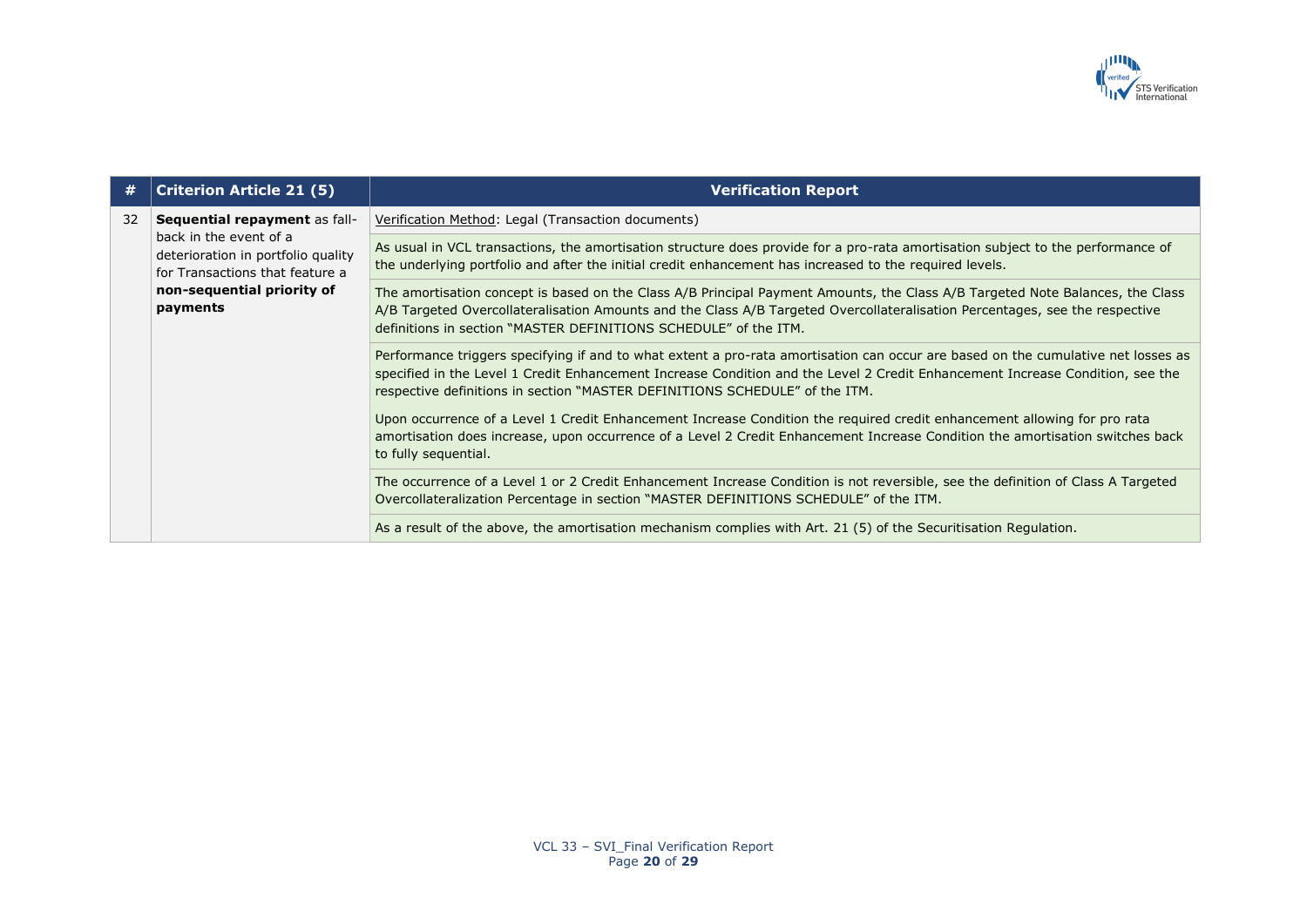| # | Criterion Article 21 (5) | Verification Report |
|---|---|---|
| 32 | **Sequential repayment** as fall-back in the event of a deterioration in portfolio quality for Transactions that feature a **non-sequential priority of payments** | Verification Method: Legal (Transaction documents) |
| | | As usual in VCL transactions, the amortisation structure does provide for a pro-rata amortisation subject to the performance of the underlying portfolio and after the initial credit enhancement has increased to the required levels. |
| | | The amortisation concept is based on the Class A/B Principal Payment Amounts, the Class A/B Targeted Note Balances, the Class A/B Targeted Overcollateralisation Amounts and the Class A/B Targeted Overcollateralisation Percentages, see the respective definitions in section "MASTER DEFINITIONS SCHEDULE" of the ITM. |
| | | Performance triggers specifying if and to what extent a pro-rata amortisation can occur are based on the cumulative net losses as specified in the Level 1 Credit Enhancement Increase Condition and the Level 2 Credit Enhancement Increase Condition, see the respective definitions in section "MASTER DEFINITIONS SCHEDULE" of the ITM.<br><br>Upon occurrence of a Level 1 Credit Enhancement Increase Condition the required credit enhancement allowing for pro rata amortisation does increase, upon occurrence of a Level 2 Credit Enhancement Increase Condition the amortisation switches back to fully sequential. |
| | | The occurrence of a Level 1 or 2 Credit Enhancement Increase Condition is not reversible, see the definition of Class A Targeted Overcollateralization Percentage in section "MASTER DEFINITIONS SCHEDULE" of the ITM. |
| | | As a result of the above, the amortisation mechanism complies with Art. 21 (5) of the Securitisation Regulation. |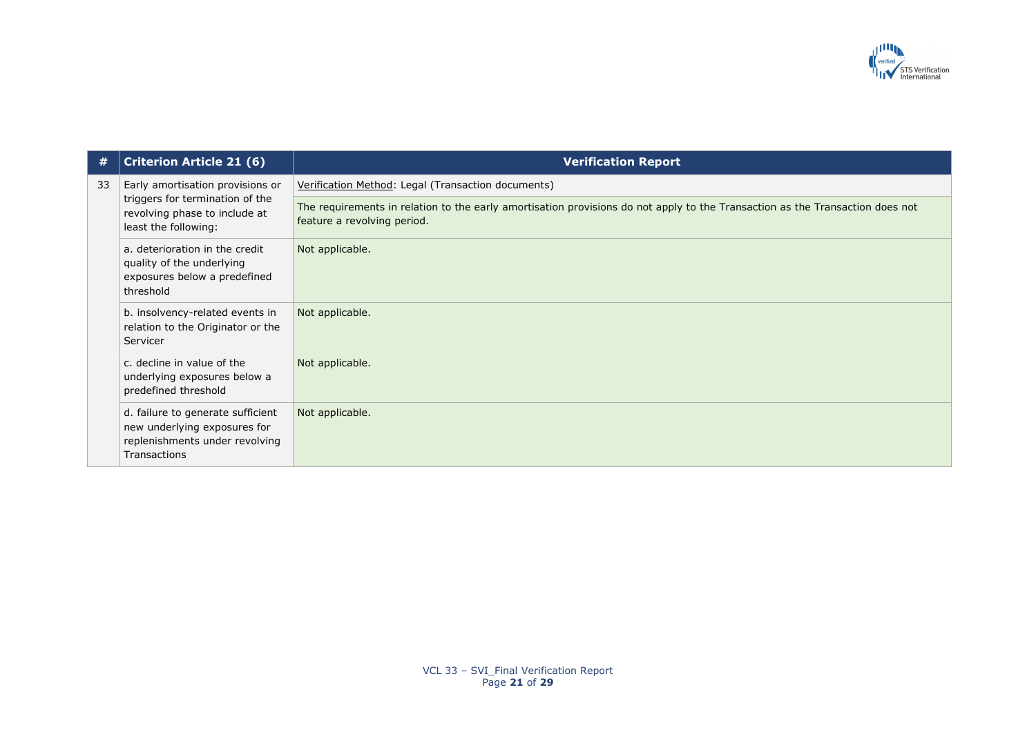| # | Criterion Article 21 (6) | Verification Report |
|---|---|---|
| 33 | Early amortisation provisions or triggers for termination of the revolving phase to include at least the following: | Verification Method: Legal (Transaction documents) |
| | | The requirements in relation to the early amortisation provisions do not apply to the Transaction as the Transaction does not feature a revolving period. |
| | a. deterioration in the credit quality of the underlying exposures below a predefined threshold | Not applicable. |
| | b. insolvency-related events in relation to the Originator or the Servicer | Not applicable. |
| | c. decline in value of the underlying exposures below a predefined threshold | Not applicable. |
| | d. failure to generate sufficient new underlying exposures for replenishments under revolving Transactions | Not applicable. |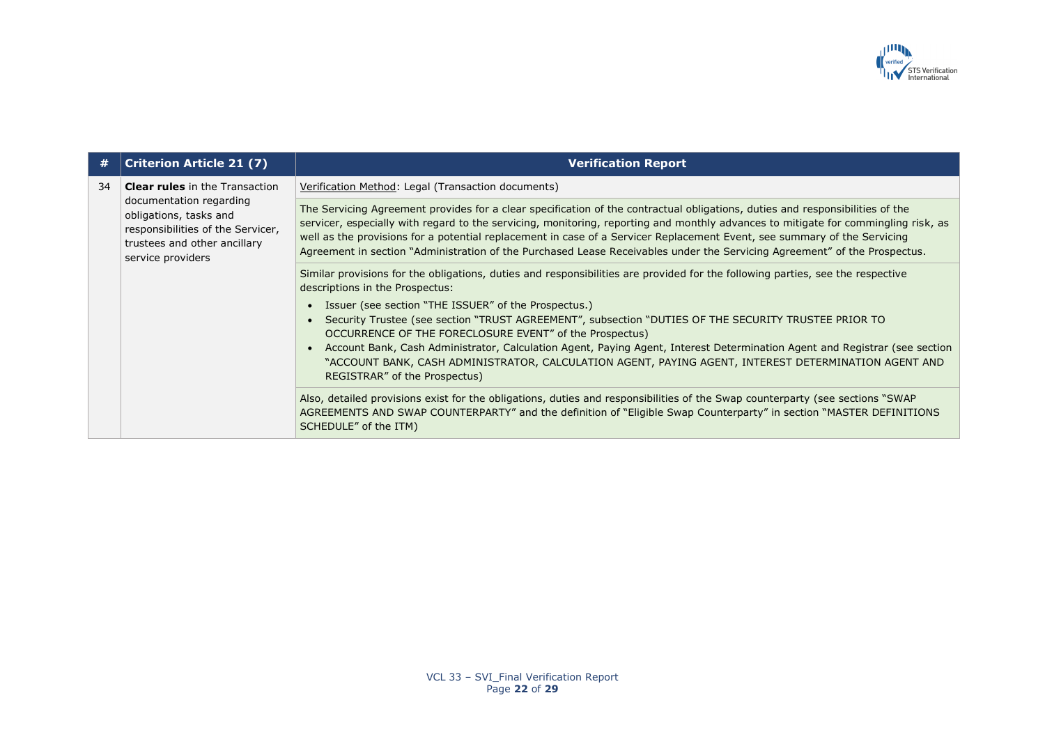| # | Criterion Article 21 (7) | Verification Report |
|---|---|---|
| 34 | **Clear rules** in the Transaction documentation regarding obligations, tasks and responsibilities of the Servicer, trustees and other ancillary service providers | Verification Method: Legal (Transaction documents) |
| | | The Servicing Agreement provides for a clear specification of the contractual obligations, duties and responsibilities of the servicer, especially with regard to the servicing, monitoring, reporting and monthly advances to mitigate for commingling risk, as well as the provisions for a potential replacement in case of a Servicer Replacement Event, see summary of the Servicing Agreement in section "Administration of the Purchased Lease Receivables under the Servicing Agreement" of the Prospectus. |
| | | Similar provisions for the obligations, duties and responsibilities are provided for the following parties, see the respective descriptions in the Prospectus:<br>• Issuer (see section "THE ISSUER" of the Prospectus.)<br>• Security Trustee (see section "TRUST AGREEMENT", subsection "DUTIES OF THE SECURITY TRUSTEE PRIOR TO OCCURRENCE OF THE FORECLOSURE EVENT" of the Prospectus)<br>• Account Bank, Cash Administrator, Calculation Agent, Paying Agent, Interest Determination Agent and Registrar (see section "ACCOUNT BANK, CASH ADMINISTRATOR, CALCULATION AGENT, PAYING AGENT, INTEREST DETERMINATION AGENT AND REGISTRAR" of the Prospectus) |
| | | Also, detailed provisions exist for the obligations, duties and responsibilities of the Swap counterparty (see sections "SWAP AGREEMENTS AND SWAP COUNTERPARTY" and the definition of "Eligible Swap Counterparty" in section "MASTER DEFINITIONS SCHEDULE" of the ITM) |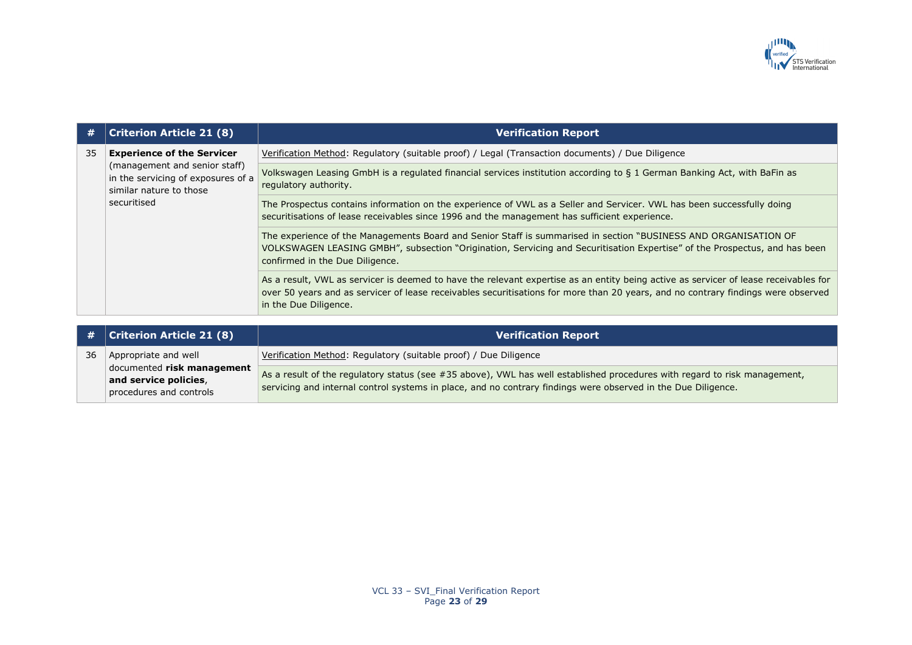| # | Criterion Article 21 (8) | Verification Report |
|---|---|---|
| 35 | **Experience of the Servicer** (management and senior staff) in the servicing of exposures of a similar nature to those securitised | Verification Method: Regulatory (suitable proof) / Legal (Transaction documents) / Due Diligence |
| | | Volkswagen Leasing GmbH is a regulated financial services institution according to § 1 German Banking Act, with BaFin as regulatory authority. |
| | | The Prospectus contains information on the experience of VWL as a Seller and Servicer. VWL has been successfully doing securitisations of lease receivables since 1996 and the management has sufficient experience. |
| | | The experience of the Managements Board and Senior Staff is summarised in section "BUSINESS AND ORGANISATION OF VOLKSWAGEN LEASING GMBH", subsection "Origination, Servicing and Securitisation Expertise" of the Prospectus, and has been confirmed in the Due Diligence. |
| | | As a result, VWL as servicer is deemed to have the relevant expertise as an entity being active as servicer of lease receivables for over 50 years and as servicer of lease receivables securitisations for more than 20 years, and no contrary findings were observed in the Due Diligence. |

| # | Criterion Article 21 (8) | Verification Report |
|---|---|---|
| 36 | Appropriate and well documented **risk management and service policies**, procedures and controls | Verification Method: Regulatory (suitable proof) / Due Diligence |
| | | As a result of the regulatory status (see #35 above), VWL has well established procedures with regard to risk management, servicing and internal control systems in place, and no contrary findings were observed in the Due Diligence. |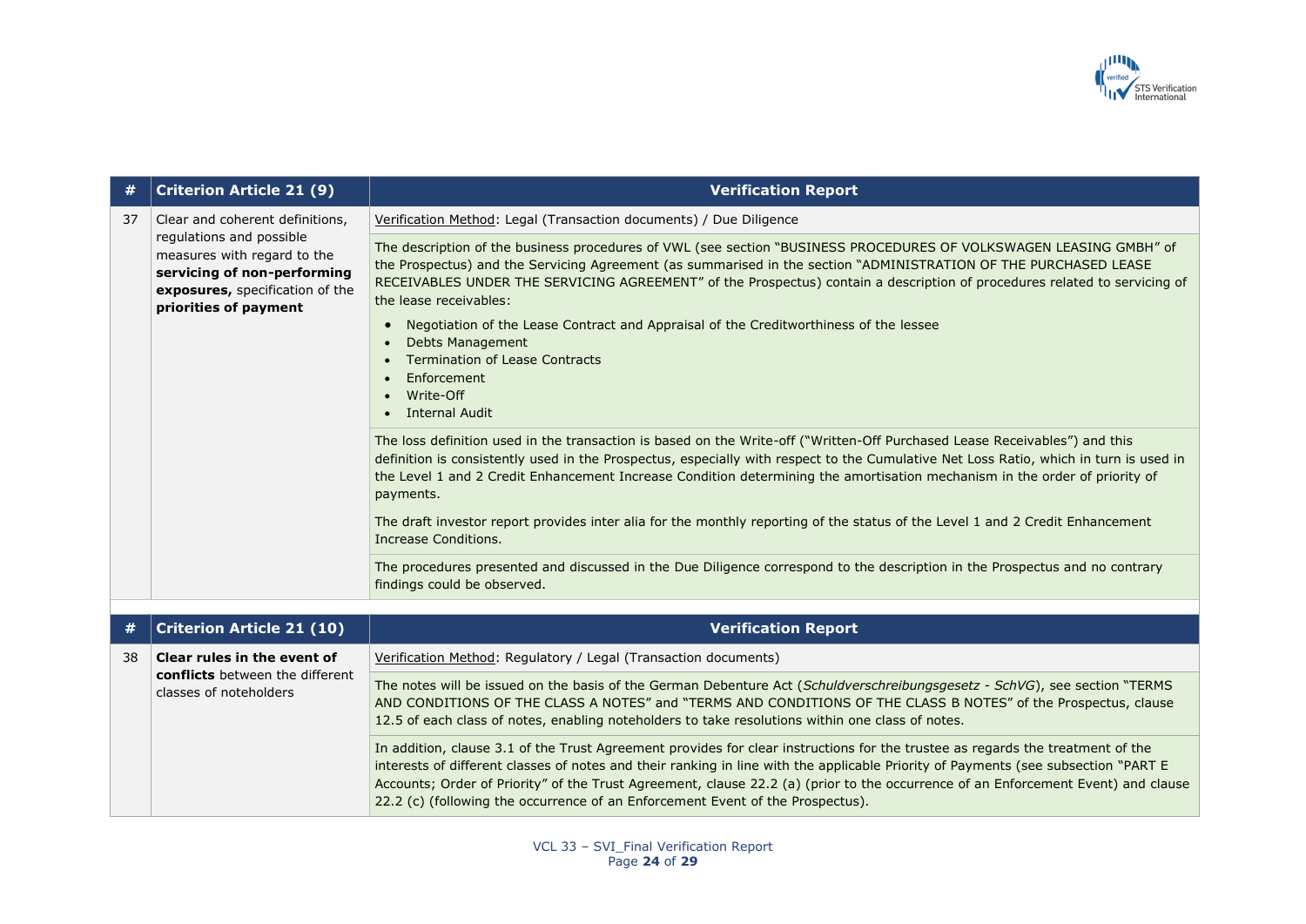| # | Criterion Article 21 (9) | Verification Report |
|---|---|---|
| 37 | Clear and coherent definitions, regulations and possible measures with regard to the **servicing of non-performing exposures,** specification of the **priorities of payment** | Verification Method: Legal (Transaction documents) / Due Diligence |
| | | The description of the business procedures of VWL (see section "BUSINESS PROCEDURES OF VOLKSWAGEN LEASING GMBH" of the Prospectus) and the Servicing Agreement (as summarised in the section "ADMINISTRATION OF THE PURCHASED LEASE RECEIVABLES UNDER THE SERVICING AGREEMENT" of the Prospectus) contain a description of procedures related to servicing of the lease receivables:<br>• Negotiation of the Lease Contract and Appraisal of the Creditworthiness of the lessee<br>• Debts Management<br>• Termination of Lease Contracts<br>• Enforcement<br>• Write-Off<br>• Internal Audit |
| | | The loss definition used in the transaction is based on the Write-off ("Written-Off Purchased Lease Receivables") and this definition is consistently used in the Prospectus, especially with respect to the Cumulative Net Loss Ratio, which in turn is used in the Level 1 and 2 Credit Enhancement Increase Condition determining the amortisation mechanism in the order of priority of payments.<br><br>The draft investor report provides inter alia for the monthly reporting of the status of the Level 1 and 2 Credit Enhancement Increase Conditions. |
| | | The procedures presented and discussed in the Due Diligence correspond to the description in the Prospectus and no contrary findings could be observed. |

| # | Criterion Article 21 (10) | Verification Report |
|---|---|---|
| 38 | **Clear rules in the event of conflicts** between the different classes of noteholders | Verification Method: Regulatory / Legal (Transaction documents) |
| | | The notes will be issued on the basis of the German Debenture Act (*Schuldverschreibungsgesetz - SchVG*), see section "TERMS AND CONDITIONS OF THE CLASS A NOTES" and "TERMS AND CONDITIONS OF THE CLASS B NOTES" of the Prospectus, clause 12.5 of each class of notes, enabling noteholders to take resolutions within one class of notes. |
| | | In addition, clause 3.1 of the Trust Agreement provides for clear instructions for the trustee as regards the treatment of the interests of different classes of notes and their ranking in line with the applicable Priority of Payments (see subsection "PART E Accounts; Order of Priority" of the Trust Agreement, clause 22.2 (a) (prior to the occurrence of an Enforcement Event) and clause 22.2 (c) (following the occurrence of an Enforcement Event of the Prospectus). |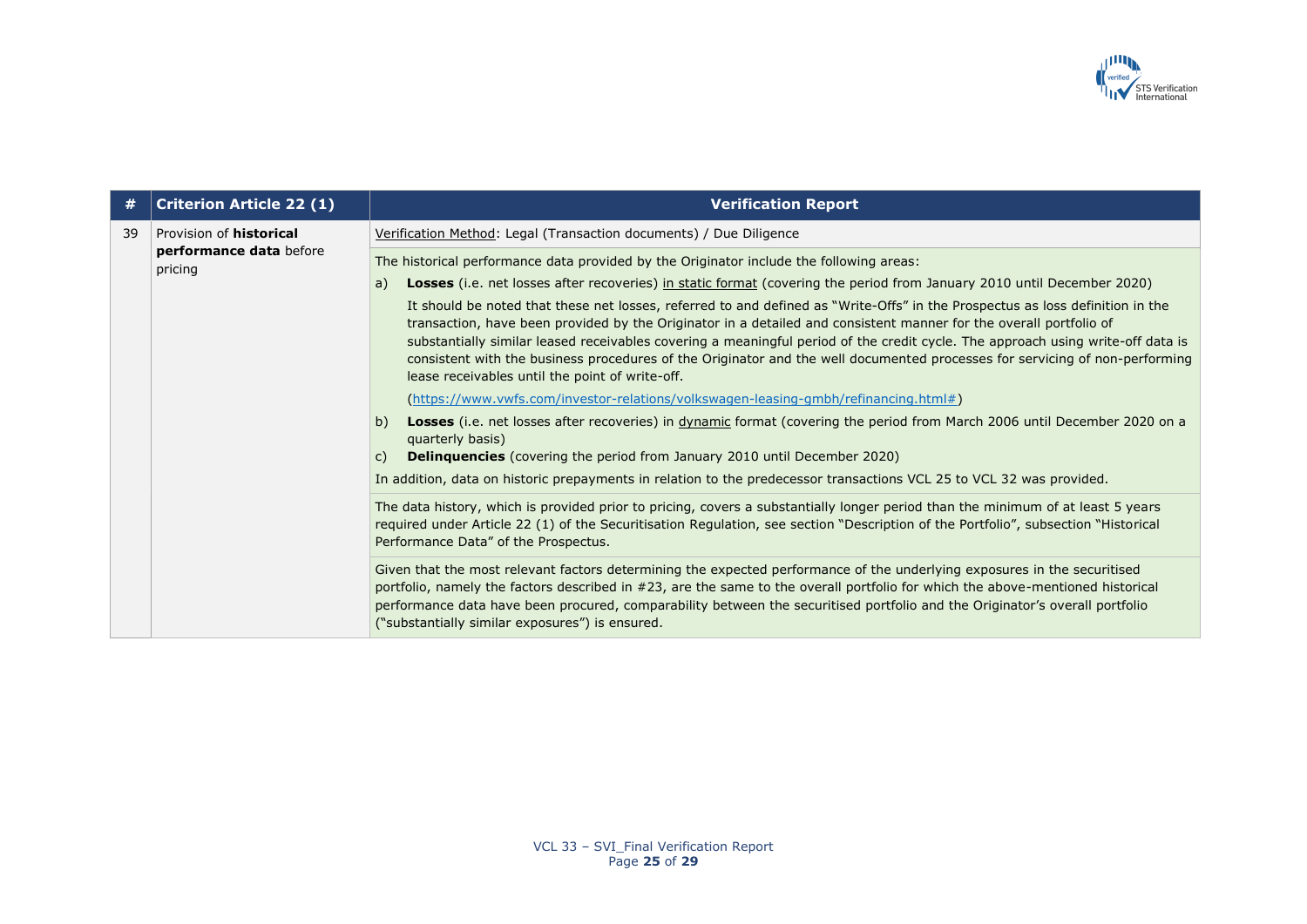| # | Criterion Article 22 (1) | Verification Report |
|---|---|---|
| 39 | Provision of **historical performance data** before pricing | Verification Method: Legal (Transaction documents) / Due Diligence |
| | | The historical performance data provided by the Originator include the following areas:<br>a) **Losses** (i.e. net losses after recoveries) in static format (covering the period from January 2010 until December 2020)<br>It should be noted that these net losses, referred to and defined as "Write-Offs" in the Prospectus as loss definition in the transaction, have been provided by the Originator in a detailed and consistent manner for the overall portfolio of substantially similar leased receivables covering a meaningful period of the credit cycle. The approach using write-off data is consistent with the business procedures of the Originator and the well documented processes for servicing of non-performing lease receivables until the point of write-off.<br>(https://www.vwfs.com/investor-relations/volkswagen-leasing-gmbh/refinancing.html#)<br>b) **Losses** (i.e. net losses after recoveries) in dynamic format (covering the period from March 2006 until December 2020 on a quarterly basis)<br>c) **Delinquencies** (covering the period from January 2010 until December 2020)<br>In addition, data on historic prepayments in relation to the predecessor transactions VCL 25 to VCL 32 was provided. |
| | | The data history, which is provided prior to pricing, covers a substantially longer period than the minimum of at least 5 years required under Article 22 (1) of the Securitisation Regulation, see section "Description of the Portfolio", subsection "Historical Performance Data" of the Prospectus. |
| | | Given that the most relevant factors determining the expected performance of the underlying exposures in the securitised portfolio, namely the factors described in #23, are the same to the overall portfolio for which the above-mentioned historical performance data have been procured, comparability between the securitised portfolio and the Originator's overall portfolio ("substantially similar exposures") is ensured. |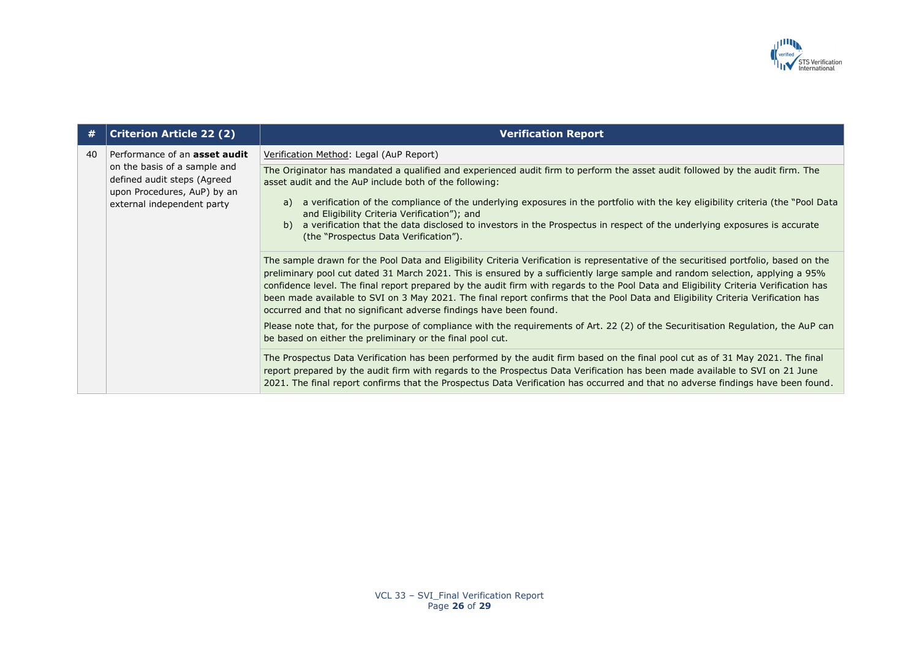| # | Criterion Article 22 (2) | Verification Report |
|---|---|---|
| 40 | Performance of an **asset audit** on the basis of a sample and defined audit steps (Agreed upon Procedures, AuP) by an external independent party | Verification Method: Legal (AuP Report)<br><br>The Originator has mandated a qualified and experienced audit firm to perform the asset audit followed by the audit firm. The asset audit and the AuP include both of the following:<br><br>a) a verification of the compliance of the underlying exposures in the portfolio with the key eligibility criteria (the "Pool Data and Eligibility Criteria Verification"); and<br>b) a verification that the data disclosed to investors in the Prospectus in respect of the underlying exposures is accurate (the "Prospectus Data Verification").<br><br>The sample drawn for the Pool Data and Eligibility Criteria Verification is representative of the securitised portfolio, based on the preliminary pool cut dated 31 March 2021. This is ensured by a sufficiently large sample and random selection, applying a 95% confidence level. The final report prepared by the audit firm with regards to the Pool Data and Eligibility Criteria Verification has been made available to SVI on 3 May 2021. The final report confirms that the Pool Data and Eligibility Criteria Verification has occurred and that no significant adverse findings have been found.<br><br>Please note that, for the purpose of compliance with the requirements of Art. 22 (2) of the Securitisation Regulation, the AuP can be based on either the preliminary or the final pool cut.<br><br>The Prospectus Data Verification has been performed by the audit firm based on the final pool cut as of 31 May 2021. The final report prepared by the audit firm with regards to the Prospectus Data Verification has been made available to SVI on 21 June 2021. The final report confirms that the Prospectus Data Verification has occurred and that no adverse findings have been found. |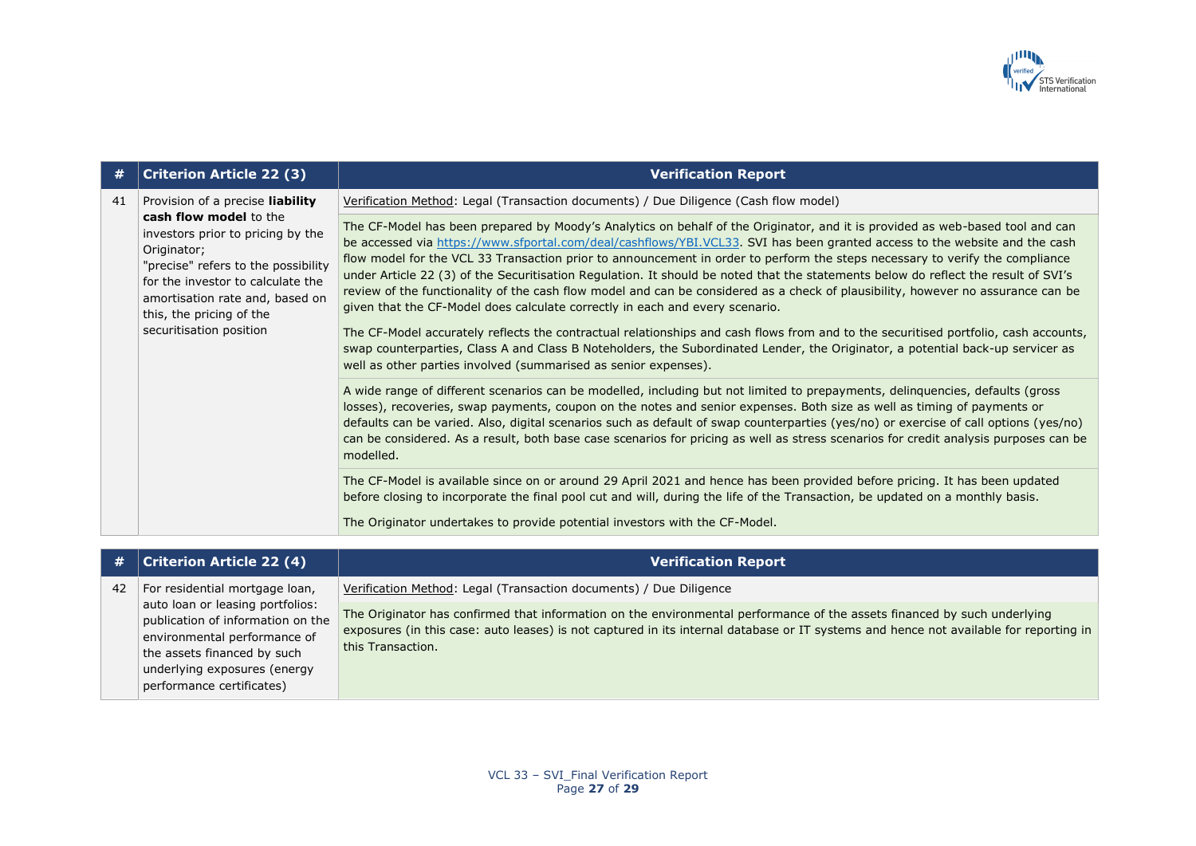| # | Criterion Article 22 (3) | Verification Report |
|---|---|---|
| 41 | Provision of a precise **liability cash flow model** to the investors prior to pricing by the Originator; "precise" refers to the possibility for the investor to calculate the amortisation rate and, based on this, the pricing of the securitisation position | Verification Method: Legal (Transaction documents) / Due Diligence (Cash flow model) |
| | | The CF-Model has been prepared by Moody's Analytics on behalf of the Originator, and it is provided as web-based tool and can be accessed via https://www.sfportal.com/deal/cashflows/YBI.VCL33. SVI has been granted access to the website and the cash flow model for the VCL 33 Transaction prior to announcement in order to perform the steps necessary to verify the compliance under Article 22 (3) of the Securitisation Regulation. It should be noted that the statements below do reflect the result of SVI's review of the functionality of the cash flow model and can be considered as a check of plausibility, however no assurance can be given that the CF-Model does calculate correctly in each and every scenario.<br><br>The CF-Model accurately reflects the contractual relationships and cash flows from and to the securitised portfolio, cash accounts, swap counterparties, Class A and Class B Noteholders, the Subordinated Lender, the Originator, a potential back-up servicer as well as other parties involved (summarised as senior expenses). |
| | | A wide range of different scenarios can be modelled, including but not limited to prepayments, delinquencies, defaults (gross losses), recoveries, swap payments, coupon on the notes and senior expenses. Both size as well as timing of payments or defaults can be varied. Also, digital scenarios such as default of swap counterparties (yes/no) or exercise of call options (yes/no) can be considered. As a result, both base case scenarios for pricing as well as stress scenarios for credit analysis purposes can be modelled. |
| | | The CF-Model is available since on or around 29 April 2021 and hence has been provided before pricing. It has been updated before closing to incorporate the final pool cut and will, during the life of the Transaction, be updated on a monthly basis.<br><br>The Originator undertakes to provide potential investors with the CF-Model. |

| # | Criterion Article 22 (4) | Verification Report |
|---|---|---|
| 42 | For residential mortgage loan, auto loan or leasing portfolios: publication of information on the environmental performance of the assets financed by such underlying exposures (energy performance certificates) | Verification Method: Legal (Transaction documents) / Due Diligence |
| | | The Originator has confirmed that information on the environmental performance of the assets financed by such underlying exposures (in this case: auto leases) is not captured in its internal database or IT systems and hence not available for reporting in this Transaction. |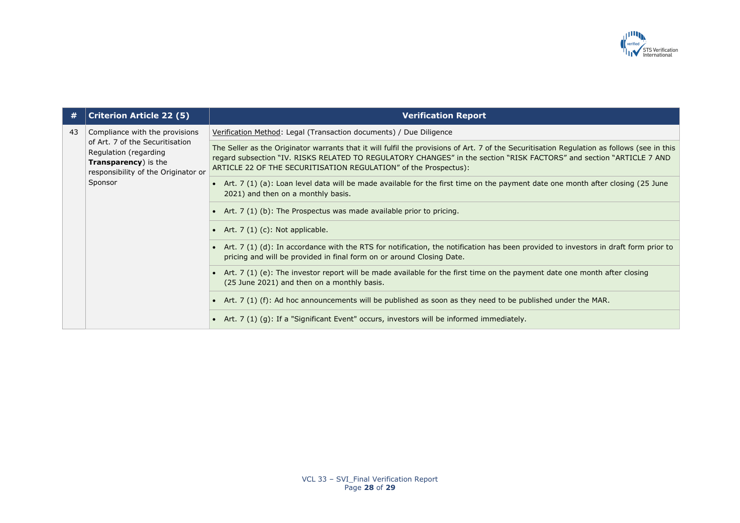| # | Criterion Article 22 (5) | Verification Report |
|---|---|---|
| 43 | Compliance with the provisions of Art. 7 of the Securitisation Regulation (regarding **Transparency**) is the responsibility of the Originator or Sponsor | Verification Method: Legal (Transaction documents) / Due Diligence |
| | | The Seller as the Originator warrants that it will fulfil the provisions of Art. 7 of the Securitisation Regulation as follows (see in this regard subsection "IV. RISKS RELATED TO REGULATORY CHANGES" in the section "RISK FACTORS" and section "ARTICLE 7 AND ARTICLE 22 OF THE SECURITISATION REGULATION" of the Prospectus): |
| | | • Art. 7 (1) (a): Loan level data will be made available for the first time on the payment date one month after closing (25 June 2021) and then on a monthly basis. |
| | | • Art. 7 (1) (b): The Prospectus was made available prior to pricing. |
| | | • Art. 7 (1) (c): Not applicable. |
| | | • Art. 7 (1) (d): In accordance with the RTS for notification, the notification has been provided to investors in draft form prior to pricing and will be provided in final form on or around Closing Date. |
| | | • Art. 7 (1) (e): The investor report will be made available for the first time on the payment date one month after closing (25 June 2021) and then on a monthly basis. |
| | | • Art. 7 (1) (f): Ad hoc announcements will be published as soon as they need to be published under the MAR. |
| | | • Art. 7 (1) (g): If a "Significant Event" occurs, investors will be informed immediately. |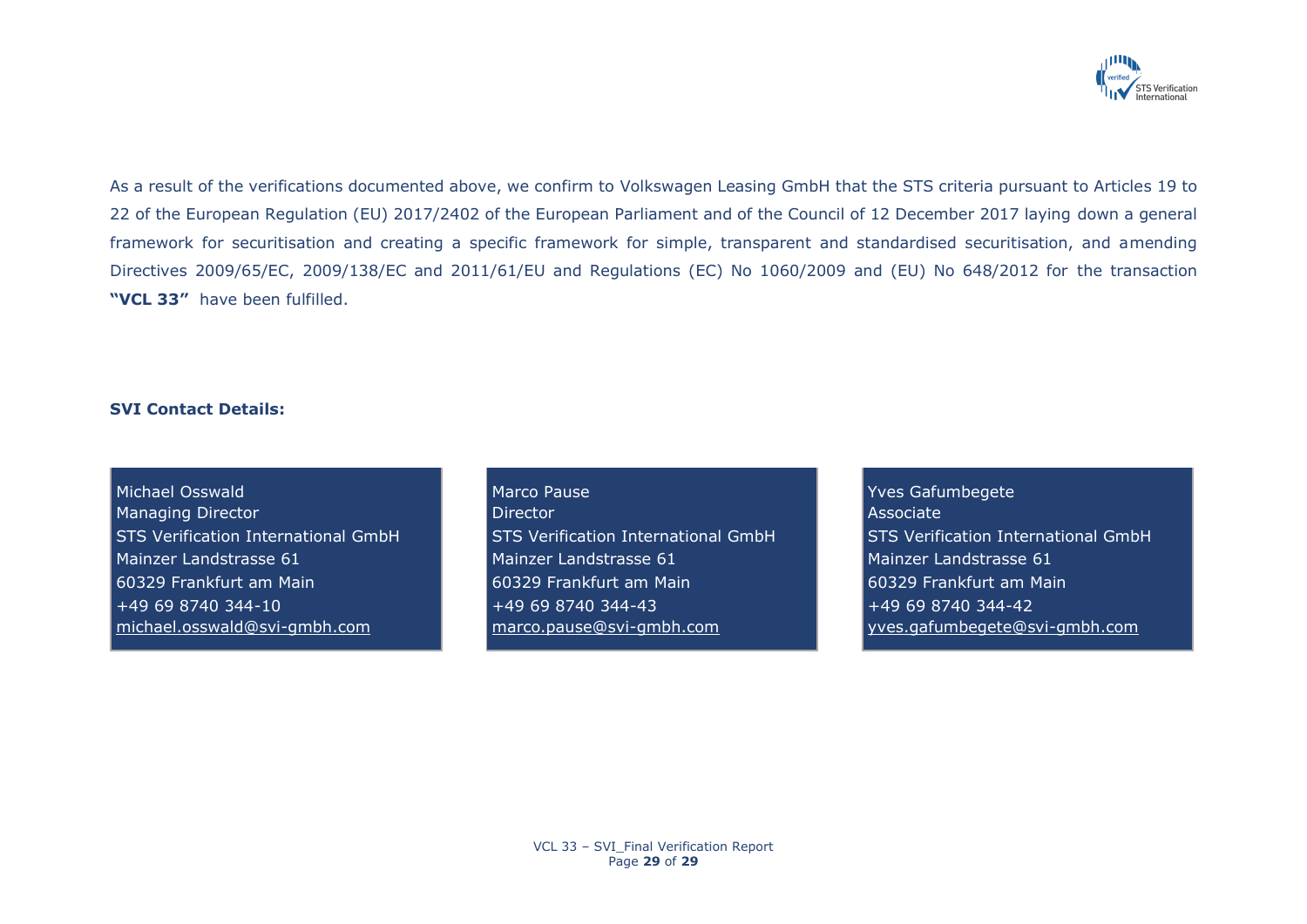As a result of the verifications documented above, we confirm to Volkswagen Leasing GmbH that the STS criteria pursuant to Articles 19 to 22 of the European Regulation (EU) 2017/2402 of the European Parliament and of the Council of 12 December 2017 laying down a general framework for securitisation and creating a specific framework for simple, transparent and standardised securitisation, and amending Directives 2009/65/EC, 2009/138/EC and 2011/61/EU and Regulations (EC) No 1060/2009 and (EU) No 648/2012 for the transaction **"VCL 33"** have been fulfilled.

**SVI Contact Details:**

| | | |
|---|---|---|
| Michael Osswald<br>Managing Director<br>STS Verification International GmbH<br>Mainzer Landstrasse 61<br>60329 Frankfurt am Main<br>+49 69 8740 344-10<br>michael.osswald@svi-gmbh.com | Marco Pause<br>Director<br>STS Verification International GmbH<br>Mainzer Landstrasse 61<br>60329 Frankfurt am Main<br>+49 69 8740 344-43<br>marco.pause@svi-gmbh.com | Yves Gafumbegete<br>Associate<br>STS Verification International GmbH<br>Mainzer Landstrasse 61<br>60329 Frankfurt am Main<br>+49 69 8740 344-42<br>yves.gafumbegete@svi-gmbh.com |